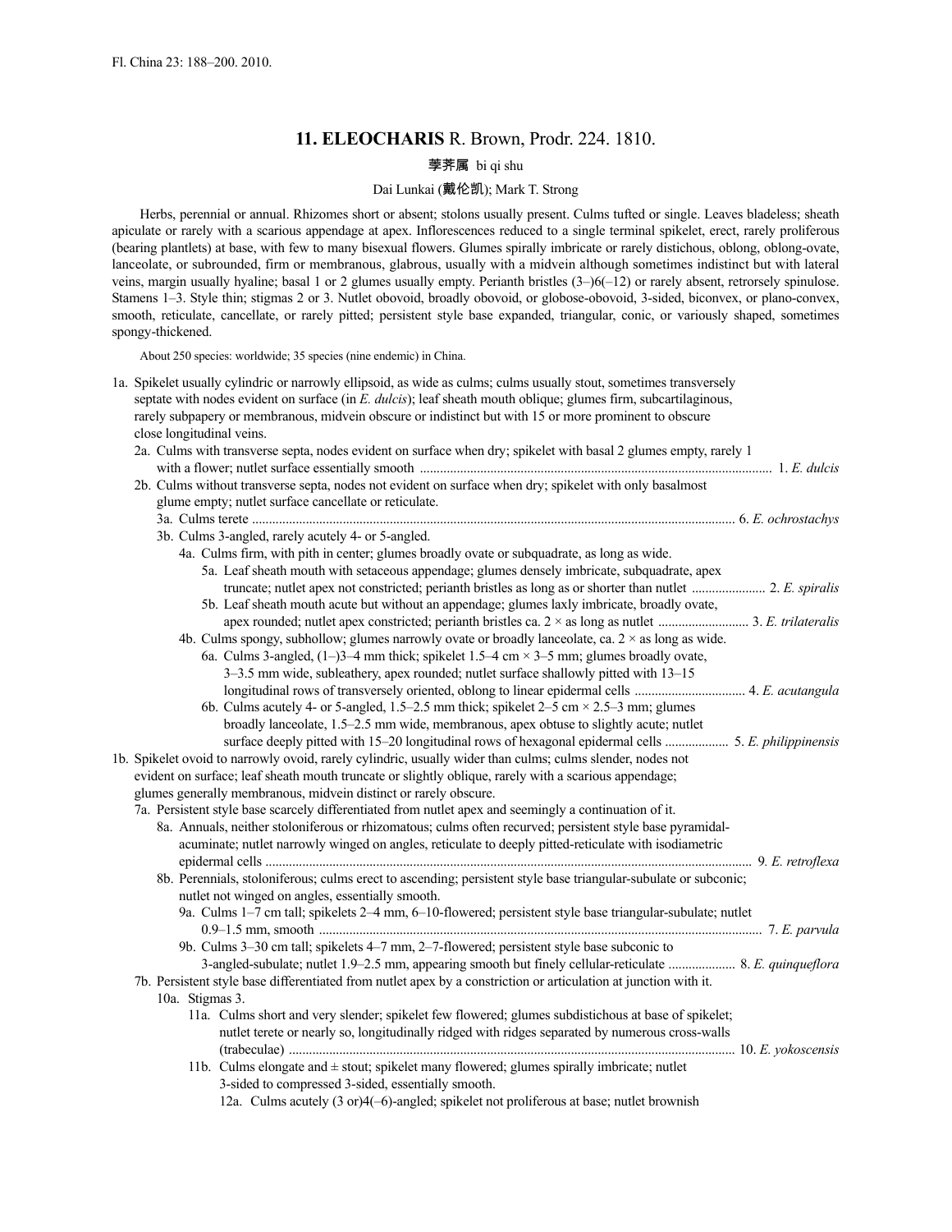Fl. China 23: 188–200. 2010.

# 11. ELEOCHARIS R. Brown, Prodr. 224. 1810.

荸荠属 bi qi shu

Dai Lunkai (戴伦凯); Mark T. Strong

Herbs, perennial or annual. Rhizomes short or absent; stolons usually present. Culms tufted or single. Leaves bladeless; sheath apiculate or rarely with a scarious appendage at apex. Inflorescences reduced to a single terminal spikelet, erect, rarely proliferous (bearing plantlets) at base, with few to many bisexual flowers. Glumes spirally imbricate or rarely distichous, oblong, oblong-ovate, lanceolate, or subrounded, firm or membranous, glabrous, usually with a midvein although sometimes indistinct but with lateral veins, margin usually hyaline; basal 1 or 2 glumes usually empty. Perianth bristles (3–)6(–12) or rarely absent, retrorsely spinulose. Stamens 1–3. Style thin; stigmas 2 or 3. Nutlet obovoid, broadly obovoid, or globose-obovoid, 3-sided, biconvex, or plano-convex, smooth, reticulate, cancellate, or rarely pitted; persistent style base expanded, triangular, conic, or variously shaped, sometimes spongy-thickened.

About 250 species: worldwide; 35 species (nine endemic) in China.

1a. Spikelet usually cylindric or narrowly ellipsoid, as wide as culms; culms usually stout, sometimes transversely septate with nodes evident on surface (in *E. dulcis*); leaf sheath mouth oblique; glumes firm, subcartilaginous, rarely subpapery or membranous, midvein obscure or indistinct but with 15 or more prominent to obscure close longitudinal veins.
- 2a. Culms with transverse septa, nodes evident on surface when dry; spikelet with basal 2 glumes empty, rarely 1 with a flower; nutlet surface essentially smooth ........ 1. *E. dulcis*
- 2b. Culms without transverse septa, nodes not evident on surface when dry; spikelet with only basalmost glume empty; nutlet surface cancellate or reticulate.
  - 3a. Culms terete ........ 6. *E. ochrostachys*
  - 3b. Culms 3-angled, rarely acutely 4- or 5-angled.
    - 4a. Culms firm, with pith in center; glumes broadly ovate or subquadrate, as long as wide.
      - 5a. Leaf sheath mouth with setaceous appendage; glumes densely imbricate, subquadrate, apex truncate; nutlet apex not constricted; perianth bristles as long as or shorter than nutlet ........ 2. *E. spiralis*
      - 5b. Leaf sheath mouth acute but without an appendage; glumes laxly imbricate, broadly ovate, apex rounded; nutlet apex constricted; perianth bristles ca. 2 × as long as nutlet ........ 3. *E. trilateralis*
    - 4b. Culms spongy, subhollow; glumes narrowly ovate or broadly lanceolate, ca. 2 × as long as wide.
      - 6a. Culms 3-angled, (1–)3–4 mm thick; spikelet 1.5–4 cm × 3–5 mm; glumes broadly ovate, 3–3.5 mm wide, subleathery, apex rounded; nutlet surface shallowly pitted with 13–15 longitudinal rows of transversely oriented, oblong to linear epidermal cells ........ 4. *E. acutangula*
      - 6b. Culms acutely 4- or 5-angled, 1.5–2.5 mm thick; spikelet 2–5 cm × 2.5–3 mm; glumes broadly lanceolate, 1.5–2.5 mm wide, membranous, apex obtuse to slightly acute; nutlet surface deeply pitted with 15–20 longitudinal rows of hexagonal epidermal cells ........ 5. *E. philippinensis*

1b. Spikelet ovoid to narrowly ovoid, rarely cylindric, usually wider than culms; culms slender, nodes not evident on surface; leaf sheath mouth truncate or slightly oblique, rarely with a scarious appendage; glumes generally membranous, midvein distinct or rarely obscure.
- 7a. Persistent style base scarcely differentiated from nutlet apex and seemingly a continuation of it.
  - 8a. Annuals, neither stoloniferous or rhizomatous; culms often recurved; persistent style base pyramidal-acuminate; nutlet narrowly winged on angles, reticulate to deeply pitted-reticulate with isodiametric epidermal cells ........ 9. *E. retroflexa*
  - 8b. Perennials, stoloniferous; culms erect to ascending; persistent style base triangular-subulate or subconic; nutlet not winged on angles, essentially smooth.
    - 9a. Culms 1–7 cm tall; spikelets 2–4 mm, 6–10-flowered; persistent style base triangular-subulate; nutlet 0.9–1.5 mm, smooth ........ 7. *E. parvula*
    - 9b. Culms 3–30 cm tall; spikelets 4–7 mm, 2–7-flowered; persistent style base subconic to 3-angled-subulate; nutlet 1.9–2.5 mm, appearing smooth but finely cellular-reticulate ........ 8. *E. quinqueflora*
- 7b. Persistent style base differentiated from nutlet apex by a constriction or articulation at junction with it.
  - 10a. Stigmas 3.
    - 11a. Culms short and very slender; spikelet few flowered; glumes subdistichous at base of spikelet; nutlet terete or nearly so, longitudinally ridged with ridges separated by numerous cross-walls (trabeculae) ........ 10. *E. yokoscensis*
    - 11b. Culms elongate and ± stout; spikelet many flowered; glumes spirally imbricate; nutlet 3-sided to compressed 3-sided, essentially smooth.
      - 12a. Culms acutely (3 or)4(–6)-angled; spikelet not proliferous at base; nutlet brownish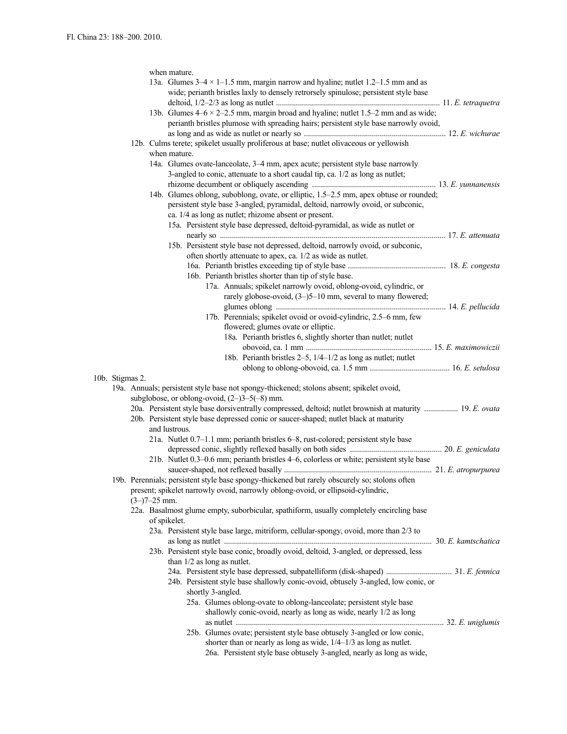when mature.

13a. Glumes 3–4 × 1–1.5 mm, margin narrow and hyaline; nutlet 1.2–1.5 mm and as wide; perianth bristles laxly to densely retrorsely spinulose; persistent style base deltoid, 1/2–2/3 as long as nutlet ................................................................................. 11. *E. tetraquetra*

13b. Glumes 4–6 × 2–2.5 mm, margin broad and hyaline; nutlet 1.5–2 mm and as wide; perianth bristles plumose with spreading hairs; persistent style base narrowly ovoid, as long and as wide as nutlet or nearly so ...................................................................... 12. *E. wichurae*

12b. Culms terete; spikelet usually proliferous at base; nutlet olivaceous or yellowish when mature.

14a. Glumes ovate-lanceolate, 3–4 mm, apex acute; persistent style base narrowly 3-angled to conic, attenuate to a short caudal tip, ca. 1/2 as long as nutlet; rhizome decumbent or obliquely ascending ............................................................. 13. *E. yunnanensis*

14b. Glumes oblong, suboblong, ovate, or elliptic, 1.5–2.5 mm, apex obtuse or rounded; persistent style base 3-angled, pyramidal, deltoid, narrowly ovoid, or subconic, ca. 1/4 as long as nutlet; rhizome absent or present.

15a. Persistent style base depressed, deltoid-pyramidal, as wide as nutlet or nearly so ................................................................................................................ 17. *E. attenuata*

15b. Persistent style base not depressed, deltoid, narrowly ovoid, or subconic, often shortly attenuate to apex, ca. 1/2 as wide as nutlet.

16a. Perianth bristles exceeding tip of style base ................................................ 18. *E. congesta*

16b. Perianth bristles shorter than tip of style base.

17a. Annuals; spikelet narrowly ovoid, oblong-ovoid, cylindric, or rarely globose-ovoid, (3–)5–10 mm, several to many flowered; glumes oblong .................................................................................... 14. *E. pellucida*

17b. Perennials; spikelet ovoid or ovoid-cylindric, 2.5–6 mm, few flowered; glumes ovate or elliptic.

18a. Perianth bristles 6, slightly shorter than nutlet; nutlet obovoid, ca. 1 mm .............................................................. 15. *E. maximowiczii*

18b. Perianth bristles 2–5, 1/4–1/2 as long as nutlet; nutlet oblong to oblong-obovoid, ca. 1.5 mm ........................................ 16. *E. setulosa*

10b. Stigmas 2.

19a. Annuals; persistent style base not spongy-thickened; stolons absent; spikelet ovoid, subglobose, or oblong-ovoid, (2–)3–5(–8) mm.

20a. Persistent style base dorsiventrally compressed, deltoid; nutlet brownish at maturity ................ 19. *E. ovata*

20b. Persistent style base depressed conic or saucer-shaped; nutlet black at maturity and lustrous.

21a. Nutlet 0.7–1.1 mm; perianth bristles 6–8, rust-colored; persistent style base depressed conic, slightly reflexed basally on both sides ............................................. 20. *E. geniculata*

21b. Nutlet 0.3–0.6 mm; perianth bristles 4–6, colorless or white; persistent style base saucer-shaped, not reflexed basally .......................................................................... 21. *E. atropurpurea*

19b. Perennials; persistent style base spongy-thickened but rarely obscurely so; stolons often present; spikelet narrowly ovoid, narrowly oblong-ovoid, or ellipsoid-cylindric, (3–)7–25 mm.

22a. Basalmost glume empty, suborbicular, spathiform, usually completely encircling base of spikelet.

23a. Persistent style base large, mitriform, cellular-spongy, ovoid, more than 2/3 to as long as nutlet ....................................................................................................... 30. *E. kamtschatica*

23b. Persistent style base conic, broadly ovoid, deltoid, 3-angled, or depressed, less than 1/2 as long as nutlet.

24a. Persistent style base depressed, subpatelliform (disk-shaped) ................................. 31. *E. fennica*

24b. Persistent style base shallowly conic-ovoid, obtusely 3-angled, low conic, or shortly 3-angled.

25a. Glumes oblong-ovate to oblong-lanceolate; persistent style base shallowly conic-ovoid, nearly as long as wide, nearly 1/2 as long as nutlet ....................................................................................................... 32. *E. uniglumis*

25b. Glumes ovate; persistent style base obtusely 3-angled or low conic, shorter than or nearly as long as wide, 1/4–1/3 as long as nutlet.

26a. Persistent style base obtusely 3-angled, nearly as long as wide,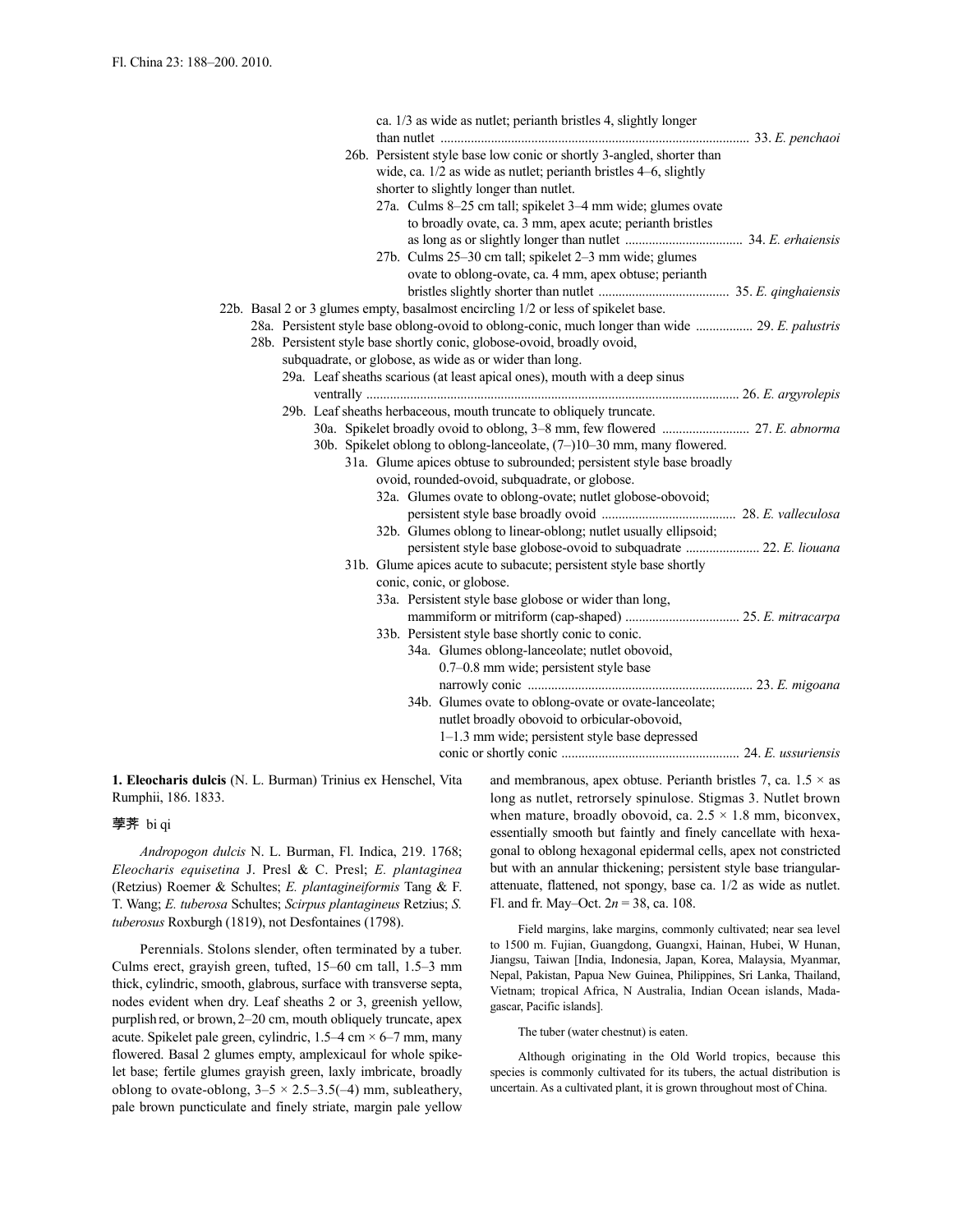ca. 1/3 as wide as nutlet; perianth bristles 4, slightly longer than nutlet .......................................................................................... 33. *E. penchaoi*

26b. Persistent style base low conic or shortly 3-angled, shorter than wide, ca. 1/2 as wide as nutlet; perianth bristles 4–6, slightly shorter to slightly longer than nutlet.

27a. Culms 8–25 cm tall; spikelet 3–4 mm wide; glumes ovate to broadly ovate, ca. 3 mm, apex acute; perianth bristles as long as or slightly longer than nutlet .................................. 34. *E. erhaiensis*

27b. Culms 25–30 cm tall; spikelet 2–3 mm wide; glumes ovate to oblong-ovate, ca. 4 mm, apex obtuse; perianth bristles slightly shorter than nutlet ...................................... 35. *E. qinghaiensis*

22b. Basal 2 or 3 glumes empty, basalmost encircling 1/2 or less of spikelet base.

28a. Persistent style base oblong-ovoid to oblong-conic, much longer than wide ................. 29. *E. palustris*

28b. Persistent style base shortly conic, globose-ovoid, broadly ovoid, subquadrate, or globose, as wide as or wider than long.

29a. Leaf sheaths scarious (at least apical ones), mouth with a deep sinus ventrally ............................................................................................................. 26. *E. argyrolepis*

29b. Leaf sheaths herbaceous, mouth truncate to obliquely truncate.

30a. Spikelet broadly ovoid to oblong, 3–8 mm, few flowered .......................... 27. *E. abnorma*

30b. Spikelet oblong to oblong-lanceolate, (7–)10–30 mm, many flowered.

31a. Glume apices obtuse to subrounded; persistent style base broadly ovoid, rounded-ovoid, subquadrate, or globose.

32a. Glumes ovate to oblong-ovate; nutlet globose-obovoid; persistent style base broadly ovoid ........................................ 28. *E. valleculosa*

32b. Glumes oblong to linear-oblong; nutlet usually ellipsoid; persistent style base globose-ovoid to subquadrate ...................... 22. *E. liouana*

31b. Glume apices acute to subacute; persistent style base shortly conic, conic, or globose.

33a. Persistent style base globose or wider than long, mammiform or mitriform (cap-shaped) ................................. 25. *E. mitracarpa*

33b. Persistent style base shortly conic to conic.

34a. Glumes oblong-lanceolate; nutlet obovoid, 0.7–0.8 mm wide; persistent style base narrowly conic .................................................................. 23. *E. migoana*

34b. Glumes ovate to oblong-ovate or ovate-lanceolate; nutlet broadly obovoid to orbicular-obovoid, 1–1.3 mm wide; persistent style base depressed conic or shortly conic .................................................... 24. *E. ussuriensis*

**1. Eleocharis dulcis** (N. L. Burman) Trinius ex Henschel, Vita Rumphii, 186. 1833.

荸荠 bi qi

*Andropogon dulcis* N. L. Burman, Fl. Indica, 219. 1768; *Eleocharis equisetina* J. Presl & C. Presl; *E. plantaginea* (Retzius) Roemer & Schultes; *E. plantagineiformis* Tang & F. T. Wang; *E. tuberosa* Schultes; *Scirpus plantagineus* Retzius; *S. tuberosus* Roxburgh (1819), not Desfontaines (1798).

Perennials. Stolons slender, often terminated by a tuber. Culms erect, grayish green, tufted, 15–60 cm tall, 1.5–3 mm thick, cylindric, smooth, glabrous, surface with transverse septa, nodes evident when dry. Leaf sheaths 2 or 3, greenish yellow, purplish red, or brown, 2–20 cm, mouth obliquely truncate, apex acute. Spikelet pale green, cylindric, 1.5–4 cm × 6–7 mm, many flowered. Basal 2 glumes empty, amplexicaul for whole spikelet base; fertile glumes grayish green, laxly imbricate, broadly oblong to ovate-oblong, 3–5 × 2.5–3.5(–4) mm, subleathery, pale brown puncticulate and finely striate, margin pale yellow and membranous, apex obtuse. Perianth bristles 7, ca. 1.5 × as long as nutlet, retrorsely spinulose. Stigmas 3. Nutlet brown when mature, broadly obovoid, ca. 2.5 × 1.8 mm, biconvex, essentially smooth but faintly and finely cancellate with hexagonal to oblong hexagonal epidermal cells, apex not constricted but with an annular thickening; persistent style base triangular-attenuate, flattened, not spongy, base ca. 1/2 as wide as nutlet. Fl. and fr. May–Oct. $2n$ = 38, ca. 108.

Field margins, lake margins, commonly cultivated; near sea level to 1500 m. Fujian, Guangdong, Guangxi, Hainan, Hubei, W Hunan, Jiangsu, Taiwan [India, Indonesia, Japan, Korea, Malaysia, Myanmar, Nepal, Pakistan, Papua New Guinea, Philippines, Sri Lanka, Thailand, Vietnam; tropical Africa, N Australia, Indian Ocean islands, Madagascar, Pacific islands].

The tuber (water chestnut) is eaten.

Although originating in the Old World tropics, because this species is commonly cultivated for its tubers, the actual distribution is uncertain. As a cultivated plant, it is grown throughout most of China.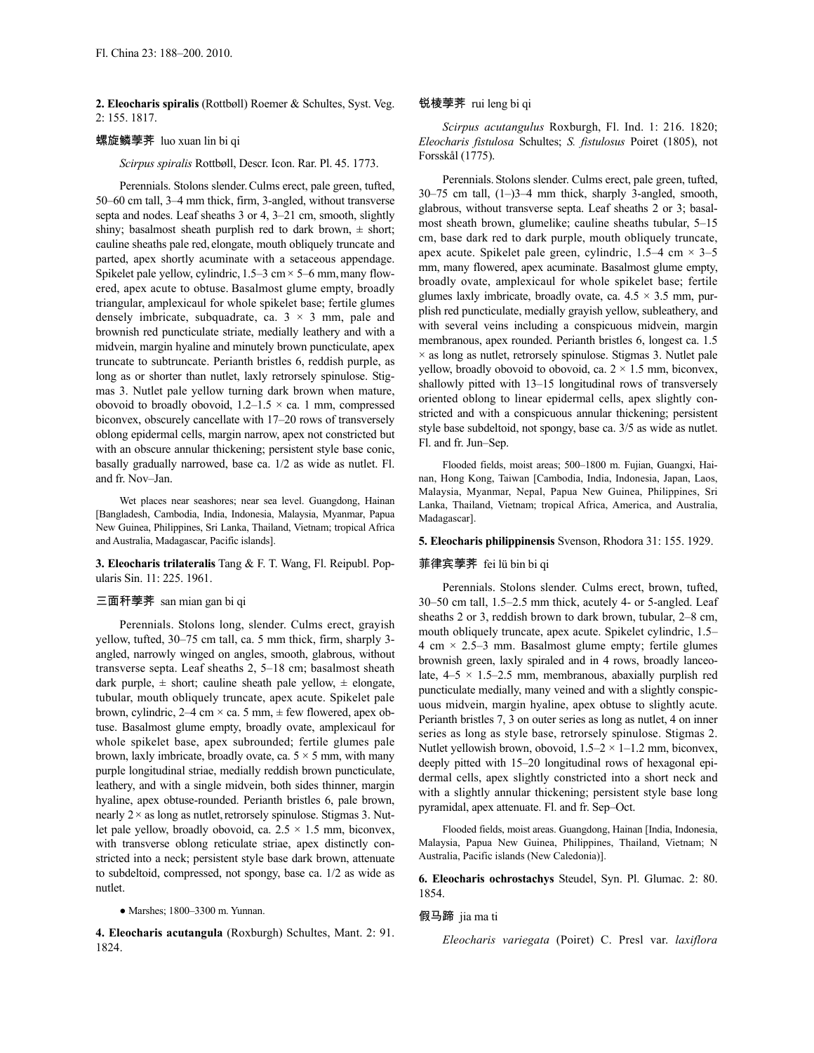**2. Eleocharis spiralis** (Rottbøll) Roemer & Schultes, Syst. Veg. 2: 155. 1817.

螺旋鳞荸荠 luo xuan lin bi qi

*Scirpus spiralis* Rottbøll, Descr. Icon. Rar. Pl. 45. 1773.

Perennials. Stolons slender. Culms erect, pale green, tufted, 50–60 cm tall, 3–4 mm thick, firm, 3-angled, without transverse septa and nodes. Leaf sheaths 3 or 4, 3–21 cm, smooth, slightly shiny; basalmost sheath purplish red to dark brown, ± short; cauline sheaths pale red, elongate, mouth obliquely truncate and parted, apex shortly acuminate with a setaceous appendage. Spikelet pale yellow, cylindric, 1.5–3 cm × 5–6 mm, many flowered, apex acute to obtuse. Basalmost glume empty, broadly triangular, amplexicaul for whole spikelet base; fertile glumes densely imbricate, subquadrate, ca. 3 × 3 mm, pale and brownish red puncticulate striate, medially leathery and with a midvein, margin hyaline and minutely brown puncticulate, apex truncate to subtruncate. Perianth bristles 6, reddish purple, as long as or shorter than nutlet, laxly retrorsely spinulose. Stigmas 3. Nutlet pale yellow turning dark brown when mature, obovoid to broadly obovoid, 1.2–1.5 × ca. 1 mm, compressed biconvex, obscurely cancellate with 17–20 rows of transversely oblong epidermal cells, margin narrow, apex not constricted but with an obscure annular thickening; persistent style base conic, basally gradually narrowed, base ca. 1/2 as wide as nutlet. Fl. and fr. Nov–Jan.

Wet places near seashores; near sea level. Guangdong, Hainan [Bangladesh, Cambodia, India, Indonesia, Malaysia, Myanmar, Papua New Guinea, Philippines, Sri Lanka, Thailand, Vietnam; tropical Africa and Australia, Madagascar, Pacific islands].

**3. Eleocharis trilateralis** Tang & F. T. Wang, Fl. Reipubl. Popularis Sin. 11: 225. 1961.

三面秆荸荠 san mian gan bi qi

Perennials. Stolons long, slender. Culms erect, grayish yellow, tufted, 30–75 cm tall, ca. 5 mm thick, firm, sharply 3-angled, narrowly winged on angles, smooth, glabrous, without transverse septa. Leaf sheaths 2, 5–18 cm; basalmost sheath dark purple, ± short; cauline sheath pale yellow, ± elongate, tubular, mouth obliquely truncate, apex acute. Spikelet pale brown, cylindric, 2–4 cm × ca. 5 mm, ± few flowered, apex obtuse. Basalmost glume empty, broadly ovate, amplexicaul for whole spikelet base, apex subrounded; fertile glumes pale brown, laxly imbricate, broadly ovate, ca. 5 × 5 mm, with many purple longitudinal striae, medially reddish brown puncticulate, leathery, and with a single midvein, both sides thinner, margin hyaline, apex obtuse-rounded. Perianth bristles 6, pale brown, nearly 2 × as long as nutlet, retrorsely spinulose. Stigmas 3. Nutlet pale yellow, broadly obovoid, ca. 2.5 × 1.5 mm, biconvex, with transverse oblong reticulate striae, apex distinctly constricted into a neck; persistent style base dark brown, attenuate to subdeltoid, compressed, not spongy, base ca. 1/2 as wide as nutlet.

● Marshes; 1800–3300 m. Yunnan.

**4. Eleocharis acutangula** (Roxburgh) Schultes, Mant. 2: 91. 1824.

锐棱荸荠 rui leng bi qi

*Scirpus acutangulus* Roxburgh, Fl. Ind. 1: 216. 1820; *Eleocharis fistulosa* Schultes; *S. fistulosus* Poiret (1805), not Forsskål (1775).

Perennials. Stolons slender. Culms erect, pale green, tufted, 30–75 cm tall, (1–)3–4 mm thick, sharply 3-angled, smooth, glabrous, without transverse septa. Leaf sheaths 2 or 3; basalmost sheath brown, glumelike; cauline sheaths tubular, 5–15 cm, base dark red to dark purple, mouth obliquely truncate, apex acute. Spikelet pale green, cylindric, 1.5–4 cm × 3–5 mm, many flowered, apex acuminate. Basalmost glume empty, broadly ovate, amplexicaul for whole spikelet base; fertile glumes laxly imbricate, broadly ovate, ca. 4.5 × 3.5 mm, purplish red puncticulate, medially grayish yellow, subleathery, and with several veins including a conspicuous midvein, margin membranous, apex rounded. Perianth bristles 6, longest ca. 1.5 × as long as nutlet, retrorsely spinulose. Stigmas 3. Nutlet pale yellow, broadly obovoid to obovoid, ca. 2 × 1.5 mm, biconvex, shallowly pitted with 13–15 longitudinal rows of transversely oriented oblong to linear epidermal cells, apex slightly constricted and with a conspicuous annular thickening; persistent style base subdeltoid, not spongy, base ca. 3/5 as wide as nutlet. Fl. and fr. Jun–Sep.

Flooded fields, moist areas; 500–1800 m. Fujian, Guangxi, Hainan, Hong Kong, Taiwan [Cambodia, India, Indonesia, Japan, Laos, Malaysia, Myanmar, Nepal, Papua New Guinea, Philippines, Sri Lanka, Thailand, Vietnam; tropical Africa, America, and Australia, Madagascar].

**5. Eleocharis philippinensis** Svenson, Rhodora 31: 155. 1929.

菲律宾荸荠 fei lü bin bi qi

Perennials. Stolons slender. Culms erect, brown, tufted, 30–50 cm tall, 1.5–2.5 mm thick, acutely 4- or 5-angled. Leaf sheaths 2 or 3, reddish brown to dark brown, tubular, 2–8 cm, mouth obliquely truncate, apex acute. Spikelet cylindric, 1.5–4 cm × 2.5–3 mm. Basalmost glume empty; fertile glumes brownish green, laxly spiraled and in 4 rows, broadly lanceolate, 4–5 × 1.5–2.5 mm, membranous, abaxially purplish red puncticulate medially, many veined and with a slightly conspicuous midvein, margin hyaline, apex obtuse to slightly acute. Perianth bristles 7, 3 on outer series as long as nutlet, 4 on inner series as long as style base, retrorsely spinulose. Stigmas 2. Nutlet yellowish brown, obovoid, 1.5–2 × 1–1.2 mm, biconvex, deeply pitted with 15–20 longitudinal rows of hexagonal epidermal cells, apex slightly constricted into a short neck and with a slightly annular thickening; persistent style base long pyramidal, apex attenuate. Fl. and fr. Sep–Oct.

Flooded fields, moist areas. Guangdong, Hainan [India, Indonesia, Malaysia, Papua New Guinea, Philippines, Thailand, Vietnam; N Australia, Pacific islands (New Caledonia)].

**6. Eleocharis ochrostachys** Steudel, Syn. Pl. Glumac. 2: 80. 1854.

假马蹄 jia ma ti

*Eleocharis variegata* (Poiret) C. Presl var. *laxiflora*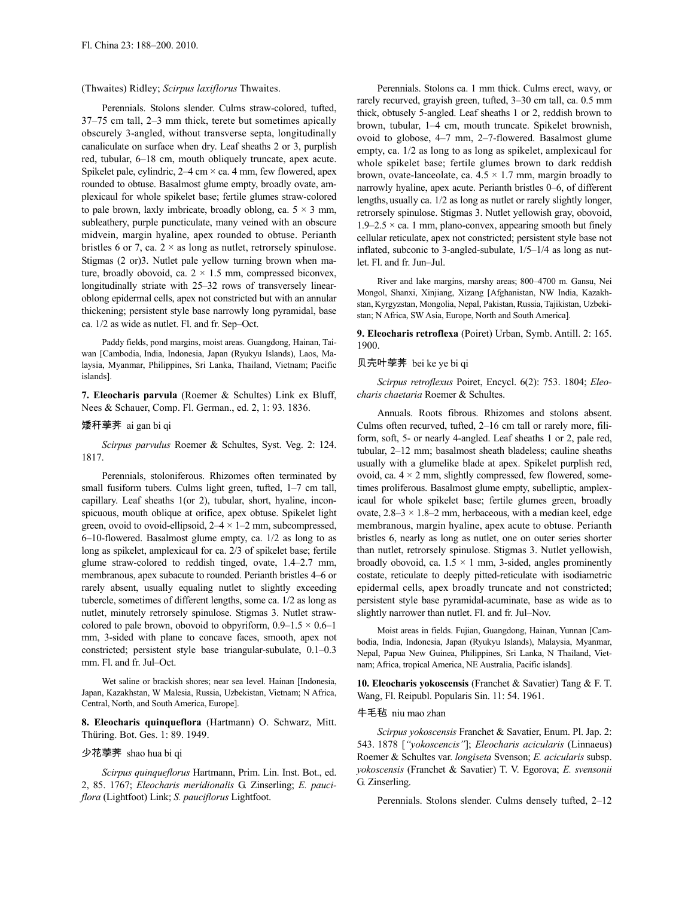(Thwaites) Ridley; *Scirpus laxiflorus* Thwaites.

Perennials. Stolons slender. Culms straw-colored, tufted, 37–75 cm tall, 2–3 mm thick, terete but sometimes apically obscurely 3-angled, without transverse septa, longitudinally canaliculate on surface when dry. Leaf sheaths 2 or 3, purplish red, tubular, 6–18 cm, mouth obliquely truncate, apex acute. Spikelet pale, cylindric, 2–4 cm × ca. 4 mm, few flowered, apex rounded to obtuse. Basalmost glume empty, broadly ovate, amplexicaul for whole spikelet base; fertile glumes straw-colored to pale brown, laxly imbricate, broadly oblong, ca. 5 × 3 mm, subleathery, purple puncticulate, many veined with an obscure midvein, margin hyaline, apex rounded to obtuse. Perianth bristles 6 or 7, ca. 2 × as long as nutlet, retrorsely spinulose. Stigmas (2 or)3. Nutlet pale yellow turning brown when mature, broadly obovoid, ca. 2 × 1.5 mm, compressed biconvex, longitudinally striate with 25–32 rows of transversely linear-oblong epidermal cells, apex not constricted but with an annular thickening; persistent style base narrowly long pyramidal, base ca. 1/2 as wide as nutlet. Fl. and fr. Sep–Oct.

Paddy fields, pond margins, moist areas. Guangdong, Hainan, Taiwan [Cambodia, India, Indonesia, Japan (Ryukyu Islands), Laos, Malaysia, Myanmar, Philippines, Sri Lanka, Thailand, Vietnam; Pacific islands].

**7. Eleocharis parvula** (Roemer & Schultes) Link ex Bluff, Nees & Schauer, Comp. Fl. German., ed. 2, 1: 93. 1836.

矮秆荸荠 ai gan bi qi

*Scirpus parvulus* Roemer & Schultes, Syst. Veg. 2: 124. 1817.

Perennials, stoloniferous. Rhizomes often terminated by small fusiform tubers. Culms light green, tufted, 1–7 cm tall, capillary. Leaf sheaths 1(or 2), tubular, short, hyaline, inconspicuous, mouth oblique at orifice, apex obtuse. Spikelet light green, ovoid to ovoid-ellipsoid, 2–4 × 1–2 mm, subcompressed, 6–10-flowered. Basalmost glume empty, ca. 1/2 as long to as long as spikelet, amplexicaul for ca. 2/3 of spikelet base; fertile glume straw-colored to reddish tinged, ovate, 1.4–2.7 mm, membranous, apex subacute to rounded. Perianth bristles 4–6 or rarely absent, usually equaling nutlet to slightly exceeding tubercle, sometimes of different lengths, some ca. 1/2 as long as nutlet, minutely retrorsely spinulose. Stigmas 3. Nutlet straw-colored to pale brown, obovoid to obpyriform, 0.9–1.5 × 0.6–1 mm, 3-sided with plane to concave faces, smooth, apex not constricted; persistent style base triangular-subulate, 0.1–0.3 mm. Fl. and fr. Jul–Oct.

Wet saline or brackish shores; near sea level. Hainan [Indonesia, Japan, Kazakhstan, W Malesia, Russia, Uzbekistan, Vietnam; N Africa, Central, North, and South America, Europe].

**8. Eleocharis quinqueflora** (Hartmann) O. Schwarz, Mitt. Thüring. Bot. Ges. 1: 89. 1949.

少花荸荠 shao hua bi qi

*Scirpus quinqueflorus* Hartmann, Prim. Lin. Inst. Bot., ed. 2, 85. 1767; *Eleocharis meridionalis* G. Zinserling; *E. pauciflora* (Lightfoot) Link; *S. pauciflorus* Lightfoot.

Perennials. Stolons ca. 1 mm thick. Culms erect, wavy, or rarely recurved, grayish green, tufted, 3–30 cm tall, ca. 0.5 mm thick, obtusely 5-angled. Leaf sheaths 1 or 2, reddish brown to brown, tubular, 1–4 cm, mouth truncate. Spikelet brownish, ovoid to globose, 4–7 mm, 2–7-flowered. Basalmost glume empty, ca. 1/2 as long to as long as spikelet, amplexicaul for whole spikelet base; fertile glumes brown to dark reddish brown, ovate-lanceolate, ca. 4.5 × 1.7 mm, margin broadly to narrowly hyaline, apex acute. Perianth bristles 0–6, of different lengths, usually ca. 1/2 as long as nutlet or rarely slightly longer, retrorsely spinulose. Stigmas 3. Nutlet yellowish gray, obovoid, 1.9–2.5 × ca. 1 mm, plano-convex, appearing smooth but finely cellular reticulate, apex not constricted; persistent style base not inflated, subconic to 3-angled-subulate, 1/5–1/4 as long as nutlet. Fl. and fr. Jun–Jul.

River and lake margins, marshy areas; 800–4700 m. Gansu, Nei Mongol, Shanxi, Xinjiang, Xizang [Afghanistan, NW India, Kazakhstan, Kyrgyzstan, Mongolia, Nepal, Pakistan, Russia, Tajikistan, Uzbekistan; N Africa, SW Asia, Europe, North and South America].

**9. Eleocharis retroflexa** (Poiret) Urban, Symb. Antill. 2: 165. 1900.

贝壳叶荸荠 bei ke ye bi qi

*Scirpus retroflexus* Poiret, Encycl. 6(2): 753. 1804; *Eleocharis chaetaria* Roemer & Schultes.

Annuals. Roots fibrous. Rhizomes and stolons absent. Culms often recurved, tufted, 2–16 cm tall or rarely more, filiform, soft, 5- or nearly 4-angled. Leaf sheaths 1 or 2, pale red, tubular, 2–12 mm; basalmost sheath bladeless; cauline sheaths usually with a glumelike blade at apex. Spikelet purplish red, ovoid, ca. 4 × 2 mm, slightly compressed, few flowered, sometimes proliferous. Basalmost glume empty, subelliptic, amplexicaul for whole spikelet base; fertile glumes green, broadly ovate, 2.8–3 × 1.8–2 mm, herbaceous, with a median keel, edge membranous, margin hyaline, apex acute to obtuse. Perianth bristles 6, nearly as long as nutlet, one on outer series shorter than nutlet, retrorsely spinulose. Stigmas 3. Nutlet yellowish, broadly obovoid, ca. 1.5 × 1 mm, 3-sided, angles prominently costate, reticulate to deeply pitted-reticulate with isodiametric epidermal cells, apex broadly truncate and not constricted; persistent style base pyramidal-acuminate, base as wide as to slightly narrower than nutlet. Fl. and fr. Jul–Nov.

Moist areas in fields. Fujian, Guangdong, Hainan, Yunnan [Cambodia, India, Indonesia, Japan (Ryukyu Islands), Malaysia, Myanmar, Nepal, Papua New Guinea, Philippines, Sri Lanka, N Thailand, Vietnam; Africa, tropical America, NE Australia, Pacific islands].

**10. Eleocharis yokoscensis** (Franchet & Savatier) Tang & F. T. Wang, Fl. Reipubl. Popularis Sin. 11: 54. 1961.

牛毛毡 niu mao zhan

*Scirpus yokoscensis* Franchet & Savatier, Enum. Pl. Jap. 2: 543. 1878 [*"yokoscencis"*]; *Eleocharis acicularis* (Linnaeus) Roemer & Schultes var. *longiseta* Svenson; *E. acicularis* subsp. *yokoscensis* (Franchet & Savatier) T. V. Egorova; *E. svensonii* G. Zinserling.

Perennials. Stolons slender. Culms densely tufted, 2–12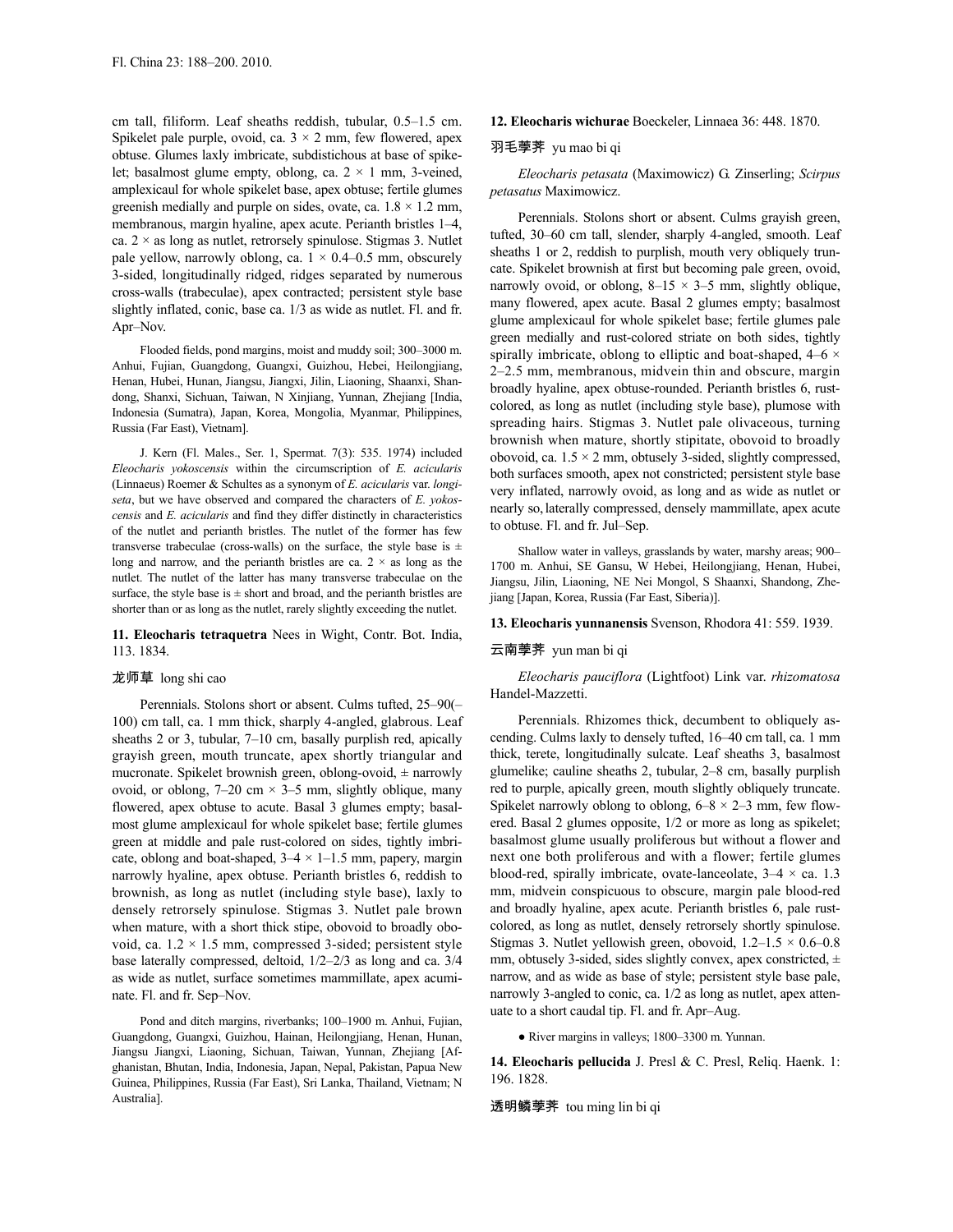cm tall, filiform. Leaf sheaths reddish, tubular, 0.5–1.5 cm. Spikelet pale purple, ovoid, ca. 3 × 2 mm, few flowered, apex obtuse. Glumes laxly imbricate, subdistichous at base of spikelet; basalmost glume empty, oblong, ca. 2 × 1 mm, 3-veined, amplexicaul for whole spikelet base, apex obtuse; fertile glumes greenish medially and purple on sides, ovate, ca. 1.8 × 1.2 mm, membranous, margin hyaline, apex acute. Perianth bristles 1–4, ca. 2 × as long as nutlet, retrorsely spinulose. Stigmas 3. Nutlet pale yellow, narrowly oblong, ca. 1 × 0.4–0.5 mm, obscurely 3-sided, longitudinally ridged, ridges separated by numerous cross-walls (trabeculae), apex contracted; persistent style base slightly inflated, conic, base ca. 1/3 as wide as nutlet. Fl. and fr. Apr–Nov.

Flooded fields, pond margins, moist and muddy soil; 300–3000 m. Anhui, Fujian, Guangdong, Guangxi, Guizhou, Hebei, Heilongjiang, Henan, Hubei, Hunan, Jiangsu, Jiangxi, Jilin, Liaoning, Shaanxi, Shandong, Shanxi, Sichuan, Taiwan, N Xinjiang, Yunnan, Zhejiang [India, Indonesia (Sumatra), Japan, Korea, Mongolia, Myanmar, Philippines, Russia (Far East), Vietnam].

J. Kern (Fl. Males., Ser. 1, Spermat. 7(3): 535. 1974) included *Eleocharis yokoscensis* within the circumscription of *E. acicularis* (Linnaeus) Roemer & Schultes as a synonym of *E. acicularis* var. *longiseta*, but we have observed and compared the characters of *E. yokoscensis* and *E. acicularis* and find they differ distinctly in characteristics of the nutlet and perianth bristles. The nutlet of the former has few transverse trabeculae (cross-walls) on the surface, the style base is ± long and narrow, and the perianth bristles are ca. 2 × as long as the nutlet. The nutlet of the latter has many transverse trabeculae on the surface, the style base is ± short and broad, and the perianth bristles are shorter than or as long as the nutlet, rarely slightly exceeding the nutlet.

**11. Eleocharis tetraquetra** Nees in Wight, Contr. Bot. India, 113. 1834.

龙师草 long shi cao

Perennials. Stolons short or absent. Culms tufted, 25–90(–100) cm tall, ca. 1 mm thick, sharply 4-angled, glabrous. Leaf sheaths 2 or 3, tubular, 7–10 cm, basally purplish red, apically grayish green, mouth truncate, apex shortly triangular and mucronate. Spikelet brownish green, oblong-ovoid, ± narrowly ovoid, or oblong, 7–20 cm × 3–5 mm, slightly oblique, many flowered, apex obtuse to acute. Basal 3 glumes empty; basalmost glume amplexicaul for whole spikelet base; fertile glumes green at middle and pale rust-colored on sides, tightly imbricate, oblong and boat-shaped, 3–4 × 1–1.5 mm, papery, margin narrowly hyaline, apex obtuse. Perianth bristles 6, reddish to brownish, as long as nutlet (including style base), laxly to densely retrorsely spinulose. Stigmas 3. Nutlet pale brown when mature, with a short thick stipe, obovoid to broadly obovoid, ca. 1.2 × 1.5 mm, compressed 3-sided; persistent style base laterally compressed, deltoid, 1/2–2/3 as long and ca. 3/4 as wide as nutlet, surface sometimes mammillate, apex acuminate. Fl. and fr. Sep–Nov.

Pond and ditch margins, riverbanks; 100–1900 m. Anhui, Fujian, Guangdong, Guangxi, Guizhou, Hainan, Heilongjiang, Henan, Hunan, Jiangsu Jiangxi, Liaoning, Sichuan, Taiwan, Yunnan, Zhejiang [Afghanistan, Bhutan, India, Indonesia, Japan, Nepal, Pakistan, Papua New Guinea, Philippines, Russia (Far East), Sri Lanka, Thailand, Vietnam; N Australia].

**12. Eleocharis wichurae** Boeckeler, Linnaea 36: 448. 1870.

羽毛荸荠 yu mao bi qi

*Eleocharis petasata* (Maximowicz) G. Zinserling; *Scirpus petasatus* Maximowicz.

Perennials. Stolons short or absent. Culms grayish green, tufted, 30–60 cm tall, slender, sharply 4-angled, smooth. Leaf sheaths 1 or 2, reddish to purplish, mouth very obliquely truncate. Spikelet brownish at first but becoming pale green, ovoid, narrowly ovoid, or oblong, 8–15 × 3–5 mm, slightly oblique, many flowered, apex acute. Basal 2 glumes empty; basalmost glume amplexicaul for whole spikelet base; fertile glumes pale green medially and rust-colored striate on both sides, tightly spirally imbricate, oblong to elliptic and boat-shaped, 4–6 × 2–2.5 mm, membranous, midvein thin and obscure, margin broadly hyaline, apex obtuse-rounded. Perianth bristles 6, rust-colored, as long as nutlet (including style base), plumose with spreading hairs. Stigmas 3. Nutlet pale olivaceous, turning brownish when mature, shortly stipitate, obovoid to broadly obovoid, ca. 1.5 × 2 mm, obtusely 3-sided, slightly compressed, both surfaces smooth, apex not constricted; persistent style base very inflated, narrowly ovoid, as long and as wide as nutlet or nearly so, laterally compressed, densely mammillate, apex acute to obtuse. Fl. and fr. Jul–Sep.

Shallow water in valleys, grasslands by water, marshy areas; 900–1700 m. Anhui, SE Gansu, W Hebei, Heilongjiang, Henan, Hubei, Jiangsu, Jilin, Liaoning, NE Nei Mongol, S Shaanxi, Shandong, Zhejiang [Japan, Korea, Russia (Far East, Siberia)].

**13. Eleocharis yunnanensis** Svenson, Rhodora 41: 559. 1939.

云南荸荠 yun man bi qi

*Eleocharis pauciflora* (Lightfoot) Link var. *rhizomatosa* Handel-Mazzetti.

Perennials. Rhizomes thick, decumbent to obliquely ascending. Culms laxly to densely tufted, 16–40 cm tall, ca. 1 mm thick, terete, longitudinally sulcate. Leaf sheaths 3, basalmost glumelike; cauline sheaths 2, tubular, 2–8 cm, basally purplish red to purple, apically green, mouth slightly obliquely truncate. Spikelet narrowly oblong to oblong, 6–8 × 2–3 mm, few flowered. Basal 2 glumes opposite, 1/2 or more as long as spikelet; basalmost glume usually proliferous but without a flower and next one both proliferous and with a flower; fertile glumes blood-red, spirally imbricate, ovate-lanceolate, 3–4 × ca. 1.3 mm, midvein conspicuous to obscure, margin pale blood-red and broadly hyaline, apex acute. Perianth bristles 6, pale rust-colored, as long as nutlet, densely retrorsely shortly spinulose. Stigmas 3. Nutlet yellowish green, obovoid, 1.2–1.5 × 0.6–0.8 mm, obtusely 3-sided, sides slightly convex, apex constricted, ± narrow, and as wide as base of style; persistent style base pale, narrowly 3-angled to conic, ca. 1/2 as long as nutlet, apex attenuate to a short caudal tip. Fl. and fr. Apr–Aug.

● River margins in valleys; 1800–3300 m. Yunnan.

**14. Eleocharis pellucida** J. Presl & C. Presl, Reliq. Haenk. 1: 196. 1828.

透明鳞荸荠 tou ming lin bi qi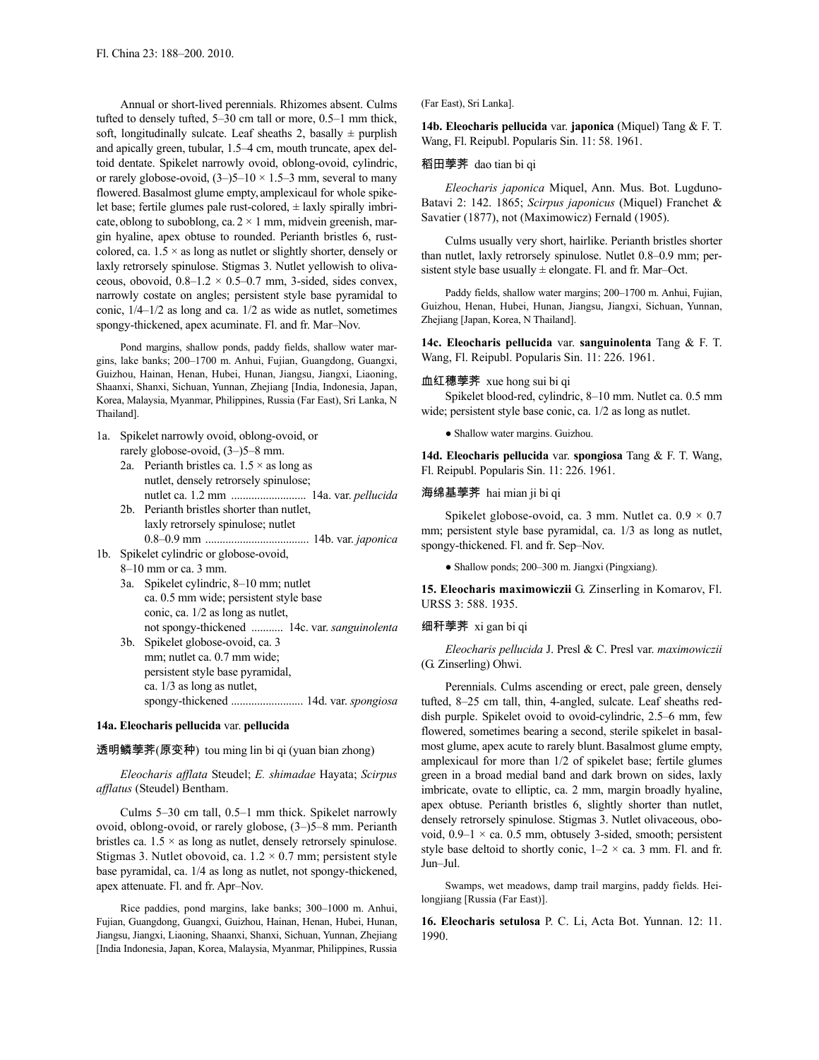Annual or short-lived perennials. Rhizomes absent. Culms tufted to densely tufted, 5–30 cm tall or more, 0.5–1 mm thick, soft, longitudinally sulcate. Leaf sheaths 2, basally ± purplish and apically green, tubular, 1.5–4 cm, mouth truncate, apex deltoid dentate. Spikelet narrowly ovoid, oblong-ovoid, cylindric, or rarely globose-ovoid, (3–)5–10 × 1.5–3 mm, several to many flowered. Basalmost glume empty, amplexicaul for whole spikelet base; fertile glumes pale rust-colored, ± laxly spirally imbricate, oblong to suboblong, ca. 2 × 1 mm, midvein greenish, margin hyaline, apex obtuse to rounded. Perianth bristles 6, rust-colored, ca. 1.5 × as long as nutlet or slightly shorter, densely or laxly retrorsely spinulose. Stigmas 3. Nutlet yellowish to olivaceous, obovoid, 0.8–1.2 × 0.5–0.7 mm, 3-sided, sides convex, narrowly costate on angles; persistent style base pyramidal to conic, 1/4–1/2 as long and ca. 1/2 as wide as nutlet, sometimes spongy-thickened, apex acuminate. Fl. and fr. Mar–Nov.

Pond margins, shallow ponds, paddy fields, shallow water margins, lake banks; 200–1700 m. Anhui, Fujian, Guangdong, Guangxi, Guizhou, Hainan, Henan, Hubei, Hunan, Jiangsu, Jiangxi, Liaoning, Shaanxi, Shanxi, Sichuan, Yunnan, Zhejiang [India, Indonesia, Japan, Korea, Malaysia, Myanmar, Philippines, Russia (Far East), Sri Lanka, N Thailand].

1a. Spikelet narrowly ovoid, oblong-ovoid, or rarely globose-ovoid, (3–)5–8 mm.
   2a. Perianth bristles ca. 1.5 × as long as nutlet, densely retrorsely spinulose; nutlet ca. 1.2 mm .......................... 14a. var. *pellucida*
   2b. Perianth bristles shorter than nutlet, laxly retrorsely spinulose; nutlet 0.8–0.9 mm .................................... 14b. var. *japonica*
1b. Spikelet cylindric or globose-ovoid, 8–10 mm or ca. 3 mm.
   3a. Spikelet cylindric, 8–10 mm; nutlet ca. 0.5 mm wide; persistent style base conic, ca. 1/2 as long as nutlet, not spongy-thickened ........... 14c. var. *sanguinolenta*
   3b. Spikelet globose-ovoid, ca. 3 mm; nutlet ca. 0.7 mm wide; persistent style base pyramidal, ca. 1/3 as long as nutlet, spongy-thickened ......................... 14d. var. *spongiosa*

### 14a. Eleocharis pellucida var. pellucida

透明鳞荸荠(原变种) tou ming lin bi qi (yuan bian zhong)

*Eleocharis afflata* Steudel; *E. shimadae* Hayata; *Scirpus afflatus* (Steudel) Bentham.

Culms 5–30 cm tall, 0.5–1 mm thick. Spikelet narrowly ovoid, oblong-ovoid, or rarely globose, (3–)5–8 mm. Perianth bristles ca. 1.5 × as long as nutlet, densely retrorsely spinulose. Stigmas 3. Nutlet obovoid, ca. 1.2 × 0.7 mm; persistent style base pyramidal, ca. 1/4 as long as nutlet, not spongy-thickened, apex attenuate. Fl. and fr. Apr–Nov.

Rice paddies, pond margins, lake banks; 300–1000 m. Anhui, Fujian, Guangdong, Guangxi, Guizhou, Hainan, Henan, Hubei, Hunan, Jiangsu, Jiangxi, Liaoning, Shaanxi, Shanxi, Sichuan, Yunnan, Zhejiang [India Indonesia, Japan, Korea, Malaysia, Myanmar, Philippines, Russia (Far East), Sri Lanka].

### 14b. Eleocharis pellucida var. japonica (Miquel) Tang & F. T. Wang, Fl. Reipubl. Popularis Sin. 11: 58. 1961.

稻田荸荠 dao tian bi qi

*Eleocharis japonica* Miquel, Ann. Mus. Bot. Lugduno-Batavi 2: 142. 1865; *Scirpus japonicus* (Miquel) Franchet & Savatier (1877), not (Maximowicz) Fernald (1905).

Culms usually very short, hairlike. Perianth bristles shorter than nutlet, laxly retrorsely spinulose. Nutlet 0.8–0.9 mm; persistent style base usually ± elongate. Fl. and fr. Mar–Oct.

Paddy fields, shallow water margins; 200–1700 m. Anhui, Fujian, Guizhou, Henan, Hubei, Hunan, Jiangsu, Jiangxi, Sichuan, Yunnan, Zhejiang [Japan, Korea, N Thailand].

### 14c. Eleocharis pellucida var. sanguinolenta Tang & F. T. Wang, Fl. Reipubl. Popularis Sin. 11: 226. 1961.

血红穗荸荠 xue hong sui bi qi

Spikelet blood-red, cylindric, 8–10 mm. Nutlet ca. 0.5 mm wide; persistent style base conic, ca. 1/2 as long as nutlet.

● Shallow water margins. Guizhou.

### 14d. Eleocharis pellucida var. spongiosa Tang & F. T. Wang, Fl. Reipubl. Popularis Sin. 11: 226. 1961.

海绵基荸荠 hai mian ji bi qi

Spikelet globose-ovoid, ca. 3 mm. Nutlet ca. 0.9 × 0.7 mm; persistent style base pyramidal, ca. 1/3 as long as nutlet, spongy-thickened. Fl. and fr. Sep–Nov.

● Shallow ponds; 200–300 m. Jiangxi (Pingxiang).

## 15. Eleocharis maximowiczii G. Zinserling in Komarov, Fl. URSS 3: 588. 1935.

细秆荸荠 xi gan bi qi

*Eleocharis pellucida* J. Presl & C. Presl var. *maximowiczii* (G. Zinserling) Ohwi.

Perennials. Culms ascending or erect, pale green, densely tufted, 8–25 cm tall, thin, 4-angled, sulcate. Leaf sheaths reddish purple. Spikelet ovoid to ovoid-cylindric, 2.5–6 mm, few flowered, sometimes bearing a second, sterile spikelet in basalmost glume, apex acute to rarely blunt. Basalmost glume empty, amplexicaul for more than 1/2 of spikelet base; fertile glumes green in a broad medial band and dark brown on sides, laxly imbricate, ovate to elliptic, ca. 2 mm, margin broadly hyaline, apex obtuse. Perianth bristles 6, slightly shorter than nutlet, densely retrorsely spinulose. Stigmas 3. Nutlet olivaceous, obovoid, 0.9–1 × ca. 0.5 mm, obtusely 3-sided, smooth; persistent style base deltoid to shortly conic, 1–2 × ca. 3 mm. Fl. and fr. Jun–Jul.

Swamps, wet meadows, damp trail margins, paddy fields. Heilongjiang [Russia (Far East)].

## 16. Eleocharis setulosa P. C. Li, Acta Bot. Yunnan. 12: 11. 1990.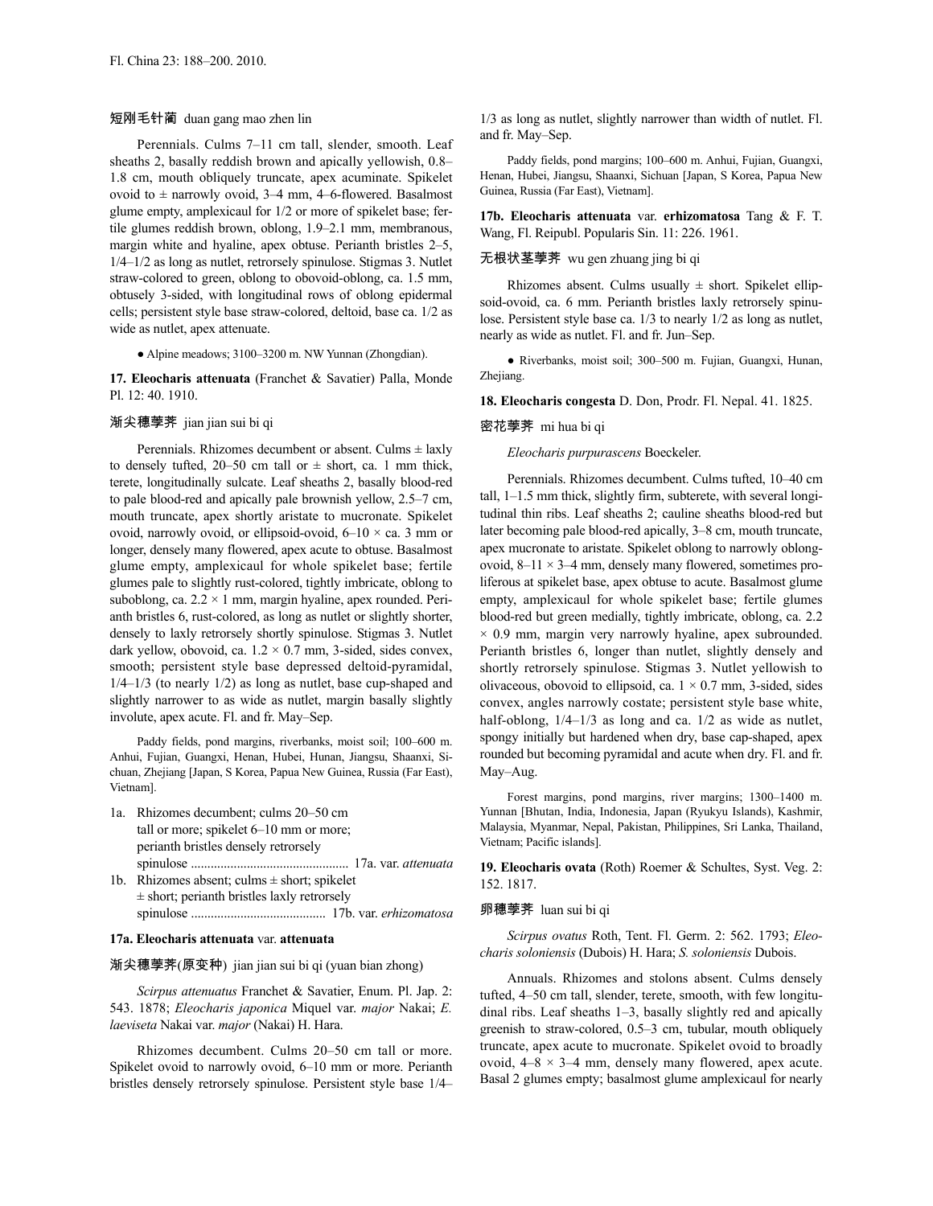短刚毛针蔺 duan gang mao zhen lin

Perennials. Culms 7–11 cm tall, slender, smooth. Leaf sheaths 2, basally reddish brown and apically yellowish, 0.8–1.8 cm, mouth obliquely truncate, apex acuminate. Spikelet ovoid to ± narrowly ovoid, 3–4 mm, 4–6-flowered. Basalmost glume empty, amplexicaul for 1/2 or more of spikelet base; fertile glumes reddish brown, oblong, 1.9–2.1 mm, membranous, margin white and hyaline, apex obtuse. Perianth bristles 2–5, 1/4–1/2 as long as nutlet, retrorsely spinulose. Stigmas 3. Nutlet straw-colored to green, oblong to obovoid-oblong, ca. 1.5 mm, obtusely 3-sided, with longitudinal rows of oblong epidermal cells; persistent style base straw-colored, deltoid, base ca. 1/2 as wide as nutlet, apex attenuate.

● Alpine meadows; 3100–3200 m. NW Yunnan (Zhongdian).

**17. Eleocharis attenuata** (Franchet & Savatier) Palla, Monde Pl. 12: 40. 1910.

渐尖穗荸荠 jian jian sui bi qi

Perennials. Rhizomes decumbent or absent. Culms ± laxly to densely tufted, 20–50 cm tall or ± short, ca. 1 mm thick, terete, longitudinally sulcate. Leaf sheaths 2, basally blood-red to pale blood-red and apically pale brownish yellow, 2.5–7 cm, mouth truncate, apex shortly aristate to mucronate. Spikelet ovoid, narrowly ovoid, or ellipsoid-ovoid, 6–10 × ca. 3 mm or longer, densely many flowered, apex acute to obtuse. Basalmost glume empty, amplexicaul for whole spikelet base; fertile glumes pale to slightly rust-colored, tightly imbricate, oblong to suboblong, ca. 2.2 × 1 mm, margin hyaline, apex rounded. Perianth bristles 6, rust-colored, as long as nutlet or slightly shorter, densely to laxly retrorsely shortly spinulose. Stigmas 3. Nutlet dark yellow, obovoid, ca. 1.2 × 0.7 mm, 3-sided, sides convex, smooth; persistent style base depressed deltoid-pyramidal, 1/4–1/3 (to nearly 1/2) as long as nutlet, base cup-shaped and slightly narrower to as wide as nutlet, margin basally slightly involute, apex acute. Fl. and fr. May–Sep.

Paddy fields, pond margins, riverbanks, moist soil; 100–600 m. Anhui, Fujian, Guangxi, Henan, Hubei, Hunan, Jiangsu, Shaanxi, Sichuan, Zhejiang [Japan, S Korea, Papua New Guinea, Russia (Far East), Vietnam].

1a. Rhizomes decumbent; culms 20–50 cm tall or more; spikelet 6–10 mm or more; perianth bristles densely retrorsely spinulose ................................................ 17a. var. *attenuata*

1b. Rhizomes absent; culms ± short; spikelet ± short; perianth bristles laxly retrorsely spinulose ........................................ 17b. var. *erhizomatosa*

**17a. Eleocharis attenuata** var. **attenuata**

渐尖穗荸荠(原变种) jian jian sui bi qi (yuan bian zhong)

*Scirpus attenuatus* Franchet & Savatier, Enum. Pl. Jap. 2: 543. 1878; *Eleocharis japonica* Miquel var. *major* Nakai; *E. laeviseta* Nakai var. *major* (Nakai) H. Hara.

Rhizomes decumbent. Culms 20–50 cm tall or more. Spikelet ovoid to narrowly ovoid, 6–10 mm or more. Perianth bristles densely retrorsely spinulose. Persistent style base 1/4–1/3 as long as nutlet, slightly narrower than width of nutlet. Fl. and fr. May–Sep.

Paddy fields, pond margins; 100–600 m. Anhui, Fujian, Guangxi, Henan, Hubei, Jiangsu, Shaanxi, Sichuan [Japan, S Korea, Papua New Guinea, Russia (Far East), Vietnam].

**17b. Eleocharis attenuata** var. **erhizomatosa** Tang & F. T. Wang, Fl. Reipubl. Popularis Sin. 11: 226. 1961.

无根状茎荸荠 wu gen zhuang jing bi qi

Rhizomes absent. Culms usually ± short. Spikelet ellipsoid-ovoid, ca. 6 mm. Perianth bristles laxly retrorsely spinulose. Persistent style base ca. 1/3 to nearly 1/2 as long as nutlet, nearly as wide as nutlet. Fl. and fr. Jun–Sep.

● Riverbanks, moist soil; 300–500 m. Fujian, Guangxi, Hunan, Zhejiang.

**18. Eleocharis congesta** D. Don, Prodr. Fl. Nepal. 41. 1825.

密花荸荠 mi hua bi qi

*Eleocharis purpurascens* Boeckeler.

Perennials. Rhizomes decumbent. Culms tufted, 10–40 cm tall, 1–1.5 mm thick, slightly firm, subterete, with several longitudinal thin ribs. Leaf sheaths 2; cauline sheaths blood-red but later becoming pale blood-red apically, 3–8 cm, mouth truncate, apex mucronate to aristate. Spikelet oblong to narrowly oblong-ovoid, 8–11 × 3–4 mm, densely many flowered, sometimes proliferous at spikelet base, apex obtuse to acute. Basalmost glume empty, amplexicaul for whole spikelet base; fertile glumes blood-red but green medially, tightly imbricate, oblong, ca. 2.2 × 0.9 mm, margin very narrowly hyaline, apex subrounded. Perianth bristles 6, longer than nutlet, slightly densely and shortly retrorsely spinulose. Stigmas 3. Nutlet yellowish to olivaceous, obovoid to ellipsoid, ca. 1 × 0.7 mm, 3-sided, sides convex, angles narrowly costate; persistent style base white, half-oblong, 1/4–1/3 as long and ca. 1/2 as wide as nutlet, spongy initially but hardened when dry, base cap-shaped, apex rounded but becoming pyramidal and acute when dry. Fl. and fr. May–Aug.

Forest margins, pond margins, river margins; 1300–1400 m. Yunnan [Bhutan, India, Indonesia, Japan (Ryukyu Islands), Kashmir, Malaysia, Myanmar, Nepal, Pakistan, Philippines, Sri Lanka, Thailand, Vietnam; Pacific islands].

**19. Eleocharis ovata** (Roth) Roemer & Schultes, Syst. Veg. 2: 152. 1817.

卵穗荸荠 luan sui bi qi

*Scirpus ovatus* Roth, Tent. Fl. Germ. 2: 562. 1793; *Eleocharis soloniensis* (Dubois) H. Hara; *S. soloniensis* Dubois.

Annuals. Rhizomes and stolons absent. Culms densely tufted, 4–50 cm tall, slender, terete, smooth, with few longitudinal ribs. Leaf sheaths 1–3, basally slightly red and apically greenish to straw-colored, 0.5–3 cm, tubular, mouth obliquely truncate, apex acute to mucronate. Spikelet ovoid to broadly ovoid, 4–8 × 3–4 mm, densely many flowered, apex acute. Basal 2 glumes empty; basalmost glume amplexicaul for nearly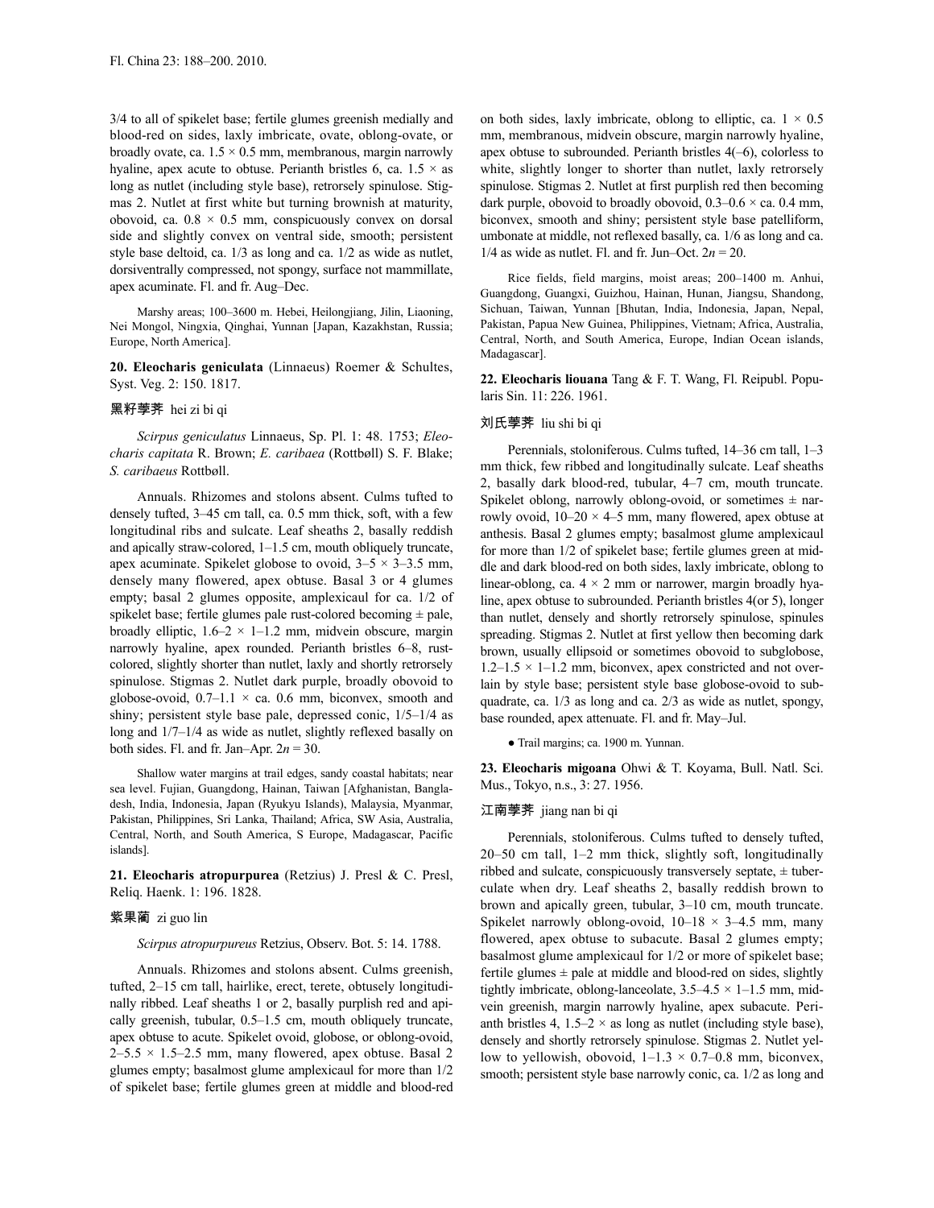3/4 to all of spikelet base; fertile glumes greenish medially and blood-red on sides, laxly imbricate, ovate, oblong-ovate, or broadly ovate, ca. 1.5 × 0.5 mm, membranous, margin narrowly hyaline, apex acute to obtuse. Perianth bristles 6, ca. 1.5 × as long as nutlet (including style base), retrorsely spinulose. Stigmas 2. Nutlet at first white but turning brownish at maturity, obovoid, ca. 0.8 × 0.5 mm, conspicuously convex on dorsal side and slightly convex on ventral side, smooth; persistent style base deltoid, ca. 1/3 as long and ca. 1/2 as wide as nutlet, dorsiventrally compressed, not spongy, surface not mammillate, apex acuminate. Fl. and fr. Aug–Dec.

Marshy areas; 100–3600 m. Hebei, Heilongjiang, Jilin, Liaoning, Nei Mongol, Ningxia, Qinghai, Yunnan [Japan, Kazakhstan, Russia; Europe, North America].

**20. Eleocharis geniculata** (Linnaeus) Roemer & Schultes, Syst. Veg. 2: 150. 1817.

黑籽荸荠 hei zi bi qi

*Scirpus geniculatus* Linnaeus, Sp. Pl. 1: 48. 1753; *Eleocharis capitata* R. Brown; *E. caribaea* (Rottbøll) S. F. Blake; *S. caribaeus* Rottbøll.

Annuals. Rhizomes and stolons absent. Culms tufted to densely tufted, 3–45 cm tall, ca. 0.5 mm thick, soft, with a few longitudinal ribs and sulcate. Leaf sheaths 2, basally reddish and apically straw-colored, 1–1.5 cm, mouth obliquely truncate, apex acuminate. Spikelet globose to ovoid, 3–5 × 3–3.5 mm, densely many flowered, apex obtuse. Basal 3 or 4 glumes empty; basal 2 glumes opposite, amplexicaul for ca. 1/2 of spikelet base; fertile glumes pale rust-colored becoming ± pale, broadly elliptic, 1.6–2 × 1–1.2 mm, midvein obscure, margin narrowly hyaline, apex rounded. Perianth bristles 6–8, rust-colored, slightly shorter than nutlet, laxly and shortly retrorsely spinulose. Stigmas 2. Nutlet dark purple, broadly obovoid to globose-ovoid, 0.7–1.1 × ca. 0.6 mm, biconvex, smooth and shiny; persistent style base pale, depressed conic, 1/5–1/4 as long and 1/7–1/4 as wide as nutlet, slightly reflexed basally on both sides. Fl. and fr. Jan–Apr. $2n = 30$.

Shallow water margins at trail edges, sandy coastal habitats; near sea level. Fujian, Guangdong, Hainan, Taiwan [Afghanistan, Bangladesh, India, Indonesia, Japan (Ryukyu Islands), Malaysia, Myanmar, Pakistan, Philippines, Sri Lanka, Thailand; Africa, SW Asia, Australia, Central, North, and South America, S Europe, Madagascar, Pacific islands].

**21. Eleocharis atropurpurea** (Retzius) J. Presl & C. Presl, Reliq. Haenk. 1: 196. 1828.

紫果蔺 zi guo lin

*Scirpus atropurpureus* Retzius, Observ. Bot. 5: 14. 1788.

Annuals. Rhizomes and stolons absent. Culms greenish, tufted, 2–15 cm tall, hairlike, erect, terete, obtusely longitudinally ribbed. Leaf sheaths 1 or 2, basally purplish red and apically greenish, tubular, 0.5–1.5 cm, mouth obliquely truncate, apex obtuse to acute. Spikelet ovoid, globose, or oblong-ovoid, 2–5.5 × 1.5–2.5 mm, many flowered, apex obtuse. Basal 2 glumes empty; basalmost glume amplexicaul for more than 1/2 of spikelet base; fertile glumes green at middle and blood-red on both sides, laxly imbricate, oblong to elliptic, ca. 1 × 0.5 mm, membranous, midvein obscure, margin narrowly hyaline, apex obtuse to subrounded. Perianth bristles 4(–6), colorless to white, slightly longer to shorter than nutlet, laxly retrorsely spinulose. Stigmas 2. Nutlet at first purplish red then becoming dark purple, obovoid to broadly obovoid, 0.3–0.6 × ca. 0.4 mm, biconvex, smooth and shiny; persistent style base patelliform, umbonate at middle, not reflexed basally, ca. 1/6 as long and ca. 1/4 as wide as nutlet. Fl. and fr. Jun–Oct. $2n = 20$.

Rice fields, field margins, moist areas; 200–1400 m. Anhui, Guangdong, Guangxi, Guizhou, Hainan, Hunan, Jiangsu, Shandong, Sichuan, Taiwan, Yunnan [Bhutan, India, Indonesia, Japan, Nepal, Pakistan, Papua New Guinea, Philippines, Vietnam; Africa, Australia, Central, North, and South America, Europe, Indian Ocean islands, Madagascar].

**22. Eleocharis liouana** Tang & F. T. Wang, Fl. Reipubl. Popularis Sin. 11: 226. 1961.

刘氏荸荠 liu shi bi qi

Perennials, stoloniferous. Culms tufted, 14–36 cm tall, 1–3 mm thick, few ribbed and longitudinally sulcate. Leaf sheaths 2, basally dark blood-red, tubular, 4–7 cm, mouth truncate. Spikelet oblong, narrowly oblong-ovoid, or sometimes ± narrowly ovoid, 10–20 × 4–5 mm, many flowered, apex obtuse at anthesis. Basal 2 glumes empty; basalmost glume amplexicaul for more than 1/2 of spikelet base; fertile glumes green at middle and dark blood-red on both sides, laxly imbricate, oblong to linear-oblong, ca. 4 × 2 mm or narrower, margin broadly hyaline, apex obtuse to subrounded. Perianth bristles 4(or 5), longer than nutlet, densely and shortly retrorsely spinulose, spinules spreading. Stigmas 2. Nutlet at first yellow then becoming dark brown, usually ellipsoid or sometimes obovoid to subglobose, 1.2–1.5 × 1–1.2 mm, biconvex, apex constricted and not overlain by style base; persistent style base globose-ovoid to subquadrate, ca. 1/3 as long and ca. 2/3 as wide as nutlet, spongy, base rounded, apex attenuate. Fl. and fr. May–Jul.

● Trail margins; ca. 1900 m. Yunnan.

**23. Eleocharis migoana** Ohwi & T. Koyama, Bull. Natl. Sci. Mus., Tokyo, n.s., 3: 27. 1956.

江南荸荠 jiang nan bi qi

Perennials, stoloniferous. Culms tufted to densely tufted, 20–50 cm tall, 1–2 mm thick, slightly soft, longitudinally ribbed and sulcate, conspicuously transversely septate, ± tuberculate when dry. Leaf sheaths 2, basally reddish brown to brown and apically green, tubular, 3–10 cm, mouth truncate. Spikelet narrowly oblong-ovoid, 10–18 × 3–4.5 mm, many flowered, apex obtuse to subacute. Basal 2 glumes empty; basalmost glume amplexicaul for 1/2 or more of spikelet base; fertile glumes ± pale at middle and blood-red on sides, slightly tightly imbricate, oblong-lanceolate, 3.5–4.5 × 1–1.5 mm, midvein greenish, margin narrowly hyaline, apex subacute. Perianth bristles 4, 1.5–2 × as long as nutlet (including style base), densely and shortly retrorsely spinulose. Stigmas 2. Nutlet yellow to yellowish, obovoid, 1–1.3 × 0.7–0.8 mm, biconvex, smooth; persistent style base narrowly conic, ca. 1/2 as long and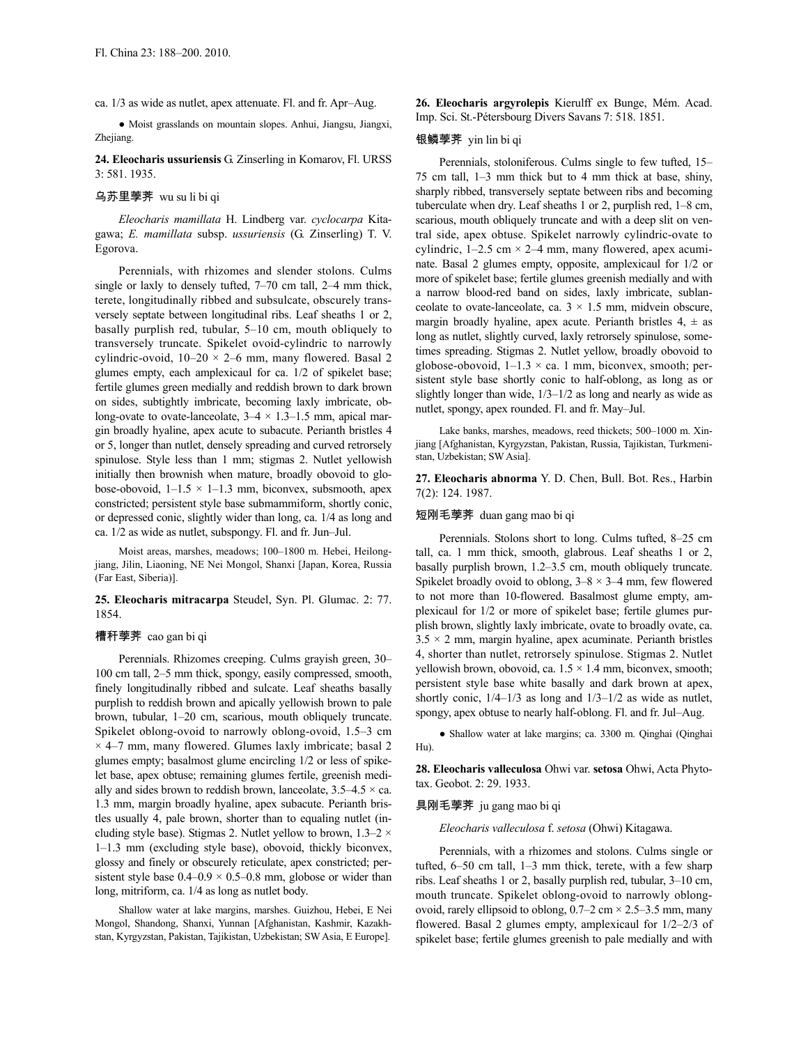ca. 1/3 as wide as nutlet, apex attenuate. Fl. and fr. Apr–Aug.

● Moist grasslands on mountain slopes. Anhui, Jiangsu, Jiangxi, Zhejiang.

**24. Eleocharis ussuriensis** G. Zinserling in Komarov, Fl. URSS 3: 581. 1935.

乌苏里荸荠 wu su li bi qi

*Eleocharis mamillata* H. Lindberg var. *cyclocarpa* Kitagawa; *E. mamillata* subsp. *ussuriensis* (G. Zinserling) T. V. Egorova.

Perennials, with rhizomes and slender stolons. Culms single or laxly to densely tufted, 7–70 cm tall, 2–4 mm thick, terete, longitudinally ribbed and subsulcate, obscurely transversely septate between longitudinal ribs. Leaf sheaths 1 or 2, basally purplish red, tubular, 5–10 cm, mouth obliquely to transversely truncate. Spikelet ovoid-cylindric to narrowly cylindric-ovoid, 10–20 × 2–6 mm, many flowered. Basal 2 glumes empty, each amplexicaul for ca. 1/2 of spikelet base; fertile glumes green medially and reddish brown to dark brown on sides, subtightly imbricate, becoming laxly imbricate, oblong-ovate to ovate-lanceolate, 3–4 × 1.3–1.5 mm, apical margin broadly hyaline, apex acute to subacute. Perianth bristles 4 or 5, longer than nutlet, densely spreading and curved retrorsely spinulose. Style less than 1 mm; stigmas 2. Nutlet yellowish initially then brownish when mature, broadly obovoid to globose-obovoid, 1–1.5 × 1–1.3 mm, biconvex, subsmooth, apex constricted; persistent style base submammiform, shortly conic, or depressed conic, slightly wider than long, ca. 1/4 as long and ca. 1/2 as wide as nutlet, subspongy. Fl. and fr. Jun–Jul.

Moist areas, marshes, meadows; 100–1800 m. Hebei, Heilongjiang, Jilin, Liaoning, NE Nei Mongol, Shanxi [Japan, Korea, Russia (Far East, Siberia)].

**25. Eleocharis mitracarpa** Steudel, Syn. Pl. Glumac. 2: 77. 1854.

槽秆荸荠 cao gan bi qi

Perennials. Rhizomes creeping. Culms grayish green, 30–100 cm tall, 2–5 mm thick, spongy, easily compressed, smooth, finely longitudinally ribbed and sulcate. Leaf sheaths basally purplish to reddish brown and apically yellowish brown to pale brown, tubular, 1–20 cm, scarious, mouth obliquely truncate. Spikelet oblong-ovoid to narrowly oblong-ovoid, 1.5–3 cm × 4–7 mm, many flowered. Glumes laxly imbricate; basal 2 glumes empty; basalmost glume encircling 1/2 or less of spikelet base, apex obtuse; remaining glumes fertile, greenish medially and sides brown to reddish brown, lanceolate, 3.5–4.5 × ca. 1.3 mm, margin broadly hyaline, apex subacute. Perianth bristles usually 4, pale brown, shorter than to equaling nutlet (including style base). Stigmas 2. Nutlet yellow to brown, 1.3–2 × 1–1.3 mm (excluding style base), obovoid, thickly biconvex, glossy and finely or obscurely reticulate, apex constricted; persistent style base 0.4–0.9 × 0.5–0.8 mm, globose or wider than long, mitriform, ca. 1/4 as long as nutlet body.

Shallow water at lake margins, marshes. Guizhou, Hebei, E Nei Mongol, Shandong, Shanxi, Yunnan [Afghanistan, Kashmir, Kazakhstan, Kyrgyzstan, Pakistan, Tajikistan, Uzbekistan; SW Asia, E Europe].

**26. Eleocharis argyrolepis** Kierulff ex Bunge, Mém. Acad. Imp. Sci. St.-Pétersbourg Divers Savans 7: 518. 1851.

银鳞荸荠 yin lin bi qi

Perennials, stoloniferous. Culms single to few tufted, 15–75 cm tall, 1–3 mm thick but to 4 mm thick at base, shiny, sharply ribbed, transversely septate between ribs and becoming tuberculate when dry. Leaf sheaths 1 or 2, purplish red, 1–8 cm, scarious, mouth obliquely truncate and with a deep slit on ventral side, apex obtuse. Spikelet narrowly cylindric-ovate to cylindric, 1–2.5 cm × 2–4 mm, many flowered, apex acuminate. Basal 2 glumes empty, opposite, amplexicaul for 1/2 or more of spikelet base; fertile glumes greenish medially and with a narrow blood-red band on sides, laxly imbricate, sublanceolate to ovate-lanceolate, ca. 3 × 1.5 mm, midvein obscure, margin broadly hyaline, apex acute. Perianth bristles 4, ± as long as nutlet, slightly curved, laxly retrorsely spinulose, sometimes spreading. Stigmas 2. Nutlet yellow, broadly obovoid to globose-obovoid, 1–1.3 × ca. 1 mm, biconvex, smooth; persistent style base shortly conic to half-oblong, as long as or slightly longer than wide, 1/3–1/2 as long and nearly as wide as nutlet, spongy, apex rounded. Fl. and fr. May–Jul.

Lake banks, marshes, meadows, reed thickets; 500–1000 m. Xinjiang [Afghanistan, Kyrgyzstan, Pakistan, Russia, Tajikistan, Turkmenistan, Uzbekistan; SW Asia].

**27. Eleocharis abnorma** Y. D. Chen, Bull. Bot. Res., Harbin 7(2): 124. 1987.

短刚毛荸荠 duan gang mao bi qi

Perennials. Stolons short to long. Culms tufted, 8–25 cm tall, ca. 1 mm thick, smooth, glabrous. Leaf sheaths 1 or 2, basally purplish brown, 1.2–3.5 cm, mouth obliquely truncate. Spikelet broadly ovoid to oblong, 3–8 × 3–4 mm, few flowered to not more than 10-flowered. Basalmost glume empty, amplexicaul for 1/2 or more of spikelet base; fertile glumes purplish brown, slightly laxly imbricate, ovate to broadly ovate, ca. 3.5 × 2 mm, margin hyaline, apex acuminate. Perianth bristles 4, shorter than nutlet, retrorsely spinulose. Stigmas 2. Nutlet yellowish brown, obovoid, ca. 1.5 × 1.4 mm, biconvex, smooth; persistent style base white basally and dark brown at apex, shortly conic, 1/4–1/3 as long and 1/3–1/2 as wide as nutlet, spongy, apex obtuse to nearly half-oblong. Fl. and fr. Jul–Aug.

● Shallow water at lake margins; ca. 3300 m. Qinghai (Qinghai Hu).

**28. Eleocharis valleculosa** Ohwi var. **setosa** Ohwi, Acta Phytotax. Geobot. 2: 29. 1933.

具刚毛荸荠 ju gang mao bi qi

*Eleocharis valleculosa* f. *setosa* (Ohwi) Kitagawa.

Perennials, with a rhizomes and stolons. Culms single or tufted, 6–50 cm tall, 1–3 mm thick, terete, with a few sharp ribs. Leaf sheaths 1 or 2, basally purplish red, tubular, 3–10 cm, mouth truncate. Spikelet oblong-ovoid to narrowly oblong-ovoid, rarely ellipsoid to oblong, 0.7–2 cm × 2.5–3.5 mm, many flowered. Basal 2 glumes empty, amplexicaul for 1/2–2/3 of spikelet base; fertile glumes greenish to pale medially and with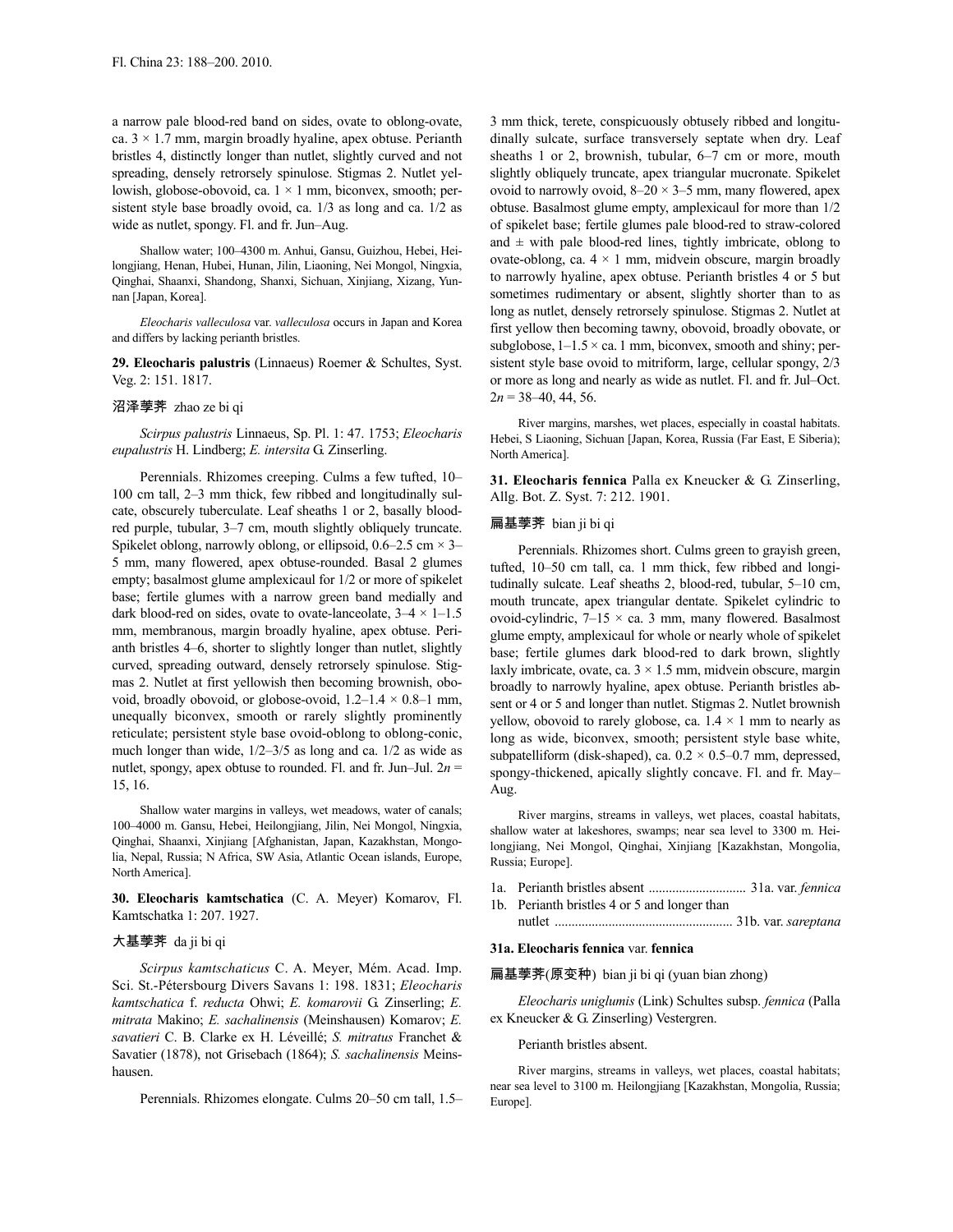a narrow pale blood-red band on sides, ovate to oblong-ovate, ca. 3 × 1.7 mm, margin broadly hyaline, apex obtuse. Perianth bristles 4, distinctly longer than nutlet, slightly curved and not spreading, densely retrorsely spinulose. Stigmas 2. Nutlet yellowish, globose-obovoid, ca. 1 × 1 mm, biconvex, smooth; persistent style base broadly ovoid, ca. 1/3 as long and ca. 1/2 as wide as nutlet, spongy. Fl. and fr. Jun–Aug.

Shallow water; 100–4300 m. Anhui, Gansu, Guizhou, Hebei, Heilongjiang, Henan, Hubei, Hunan, Jilin, Liaoning, Nei Mongol, Ningxia, Qinghai, Shaanxi, Shandong, Shanxi, Sichuan, Xinjiang, Xizang, Yunnan [Japan, Korea].

*Eleocharis valleculosa* var. *valleculosa* occurs in Japan and Korea and differs by lacking perianth bristles.

**29. Eleocharis palustris** (Linnaeus) Roemer & Schultes, Syst. Veg. 2: 151. 1817.

沼泽荸荠 zhao ze bi qi

*Scirpus palustris* Linnaeus, Sp. Pl. 1: 47. 1753; *Eleocharis eupalustris* H. Lindberg; *E. intersita* G. Zinserling.

Perennials. Rhizomes creeping. Culms a few tufted, 10–100 cm tall, 2–3 mm thick, few ribbed and longitudinally sulcate, obscurely tuberculate. Leaf sheaths 1 or 2, basally blood-red purple, tubular, 3–7 cm, mouth slightly obliquely truncate. Spikelet oblong, narrowly oblong, or ellipsoid, 0.6–2.5 cm × 3–5 mm, many flowered, apex obtuse-rounded. Basal 2 glumes empty; basalmost glume amplexicaul for 1/2 or more of spikelet base; fertile glumes with a narrow green band medially and dark blood-red on sides, ovate to ovate-lanceolate, 3–4 × 1–1.5 mm, membranous, margin broadly hyaline, apex obtuse. Perianth bristles 4–6, shorter to slightly longer than nutlet, slightly curved, spreading outward, densely retrorsely spinulose. Stigmas 2. Nutlet at first yellowish then becoming brownish, obovoid, broadly obovoid, or globose-ovoid, 1.2–1.4 × 0.8–1 mm, unequally biconvex, smooth or rarely slightly prominently reticulate; persistent style base ovoid-oblong to oblong-conic, much longer than wide, 1/2–3/5 as long and ca. 1/2 as wide as nutlet, spongy, apex obtuse to rounded. Fl. and fr. Jun–Jul. $2n$ = 15, 16.

Shallow water margins in valleys, wet meadows, water of canals; 100–4000 m. Gansu, Hebei, Heilongjiang, Jilin, Nei Mongol, Ningxia, Qinghai, Shaanxi, Xinjiang [Afghanistan, Japan, Kazakhstan, Mongolia, Nepal, Russia; N Africa, SW Asia, Atlantic Ocean islands, Europe, North America].

**30. Eleocharis kamtschatica** (C. A. Meyer) Komarov, Fl. Kamtschatka 1: 207. 1927.

大基荸荠 da ji bi qi

*Scirpus kamtschaticus* C. A. Meyer, Mém. Acad. Imp. Sci. St.-Pétersbourg Divers Savans 1: 198. 1831; *Eleocharis kamtschatica* f. *reducta* Ohwi; *E. komarovii* G. Zinserling; *E. mitrata* Makino; *E. sachalinensis* (Meinshausen) Komarov; *E. savatieri* C. B. Clarke ex H. Léveillé; *S. mitratus* Franchet & Savatier (1878), not Grisebach (1864); *S. sachalinensis* Meinshausen.

Perennials. Rhizomes elongate. Culms 20–50 cm tall, 1.5–3 mm thick, terete, conspicuously obtusely ribbed and longitudinally sulcate, surface transversely septate when dry. Leaf sheaths 1 or 2, brownish, tubular, 6–7 cm or more, mouth slightly obliquely truncate, apex triangular mucronate. Spikelet ovoid to narrowly ovoid, 8–20 × 3–5 mm, many flowered, apex obtuse. Basalmost glume empty, amplexicaul for more than 1/2 of spikelet base; fertile glumes pale blood-red to straw-colored and ± with pale blood-red lines, tightly imbricate, oblong to ovate-oblong, ca. 4 × 1 mm, midvein obscure, margin broadly to narrowly hyaline, apex obtuse. Perianth bristles 4 or 5 but sometimes rudimentary or absent, slightly shorter than to as long as nutlet, densely retrorsely spinulose. Stigmas 2. Nutlet at first yellow then becoming tawny, obovoid, broadly obovate, or subglobose, 1–1.5 × ca. 1 mm, biconvex, smooth and shiny; persistent style base ovoid to mitriform, large, cellular spongy, 2/3 or more as long and nearly as wide as nutlet. Fl. and fr. Jul–Oct. $2n$ = 38–40, 44, 56.

River margins, marshes, wet places, especially in coastal habitats. Hebei, S Liaoning, Sichuan [Japan, Korea, Russia (Far East, E Siberia); North America].

**31. Eleocharis fennica** Palla ex Kneucker & G. Zinserling, Allg. Bot. Z. Syst. 7: 212. 1901.

扁基荸荠 bian ji bi qi

Perennials. Rhizomes short. Culms green to grayish green, tufted, 10–50 cm tall, ca. 1 mm thick, few ribbed and longitudinally sulcate. Leaf sheaths 2, blood-red, tubular, 5–10 cm, mouth truncate, apex triangular dentate. Spikelet cylindric to ovoid-cylindric, 7–15 × ca. 3 mm, many flowered. Basalmost glume empty, amplexicaul for whole or nearly whole of spikelet base; fertile glumes dark blood-red to dark brown, slightly laxly imbricate, ovate, ca. 3 × 1.5 mm, midvein obscure, margin broadly to narrowly hyaline, apex obtuse. Perianth bristles absent or 4 or 5 and longer than nutlet. Stigmas 2. Nutlet brownish yellow, obovoid to rarely globose, ca. 1.4 × 1 mm to nearly as long as wide, biconvex, smooth; persistent style base white, subpatelliform (disk-shaped), ca. 0.2 × 0.5–0.7 mm, depressed, spongy-thickened, apically slightly concave. Fl. and fr. May–Aug.

River margins, streams in valleys, wet places, coastal habitats, shallow water at lakeshores, swamps; near sea level to 3300 m. Heilongjiang, Nei Mongol, Qinghai, Xinjiang [Kazakhstan, Mongolia, Russia; Europe].

1a. Perianth bristles absent ............................ 31a. var. *fennica*
1b. Perianth bristles 4 or 5 and longer than nutlet .................................................... 31b. var. *sareptana*

**31a. Eleocharis fennica** var. **fennica**

扁基荸荠(原变种) bian ji bi qi (yuan bian zhong)

*Eleocharis uniglumis* (Link) Schultes subsp. *fennica* (Palla ex Kneucker & G. Zinserling) Vestergren.

Perianth bristles absent.

River margins, streams in valleys, wet places, coastal habitats; near sea level to 3100 m. Heilongjiang [Kazakhstan, Mongolia, Russia; Europe].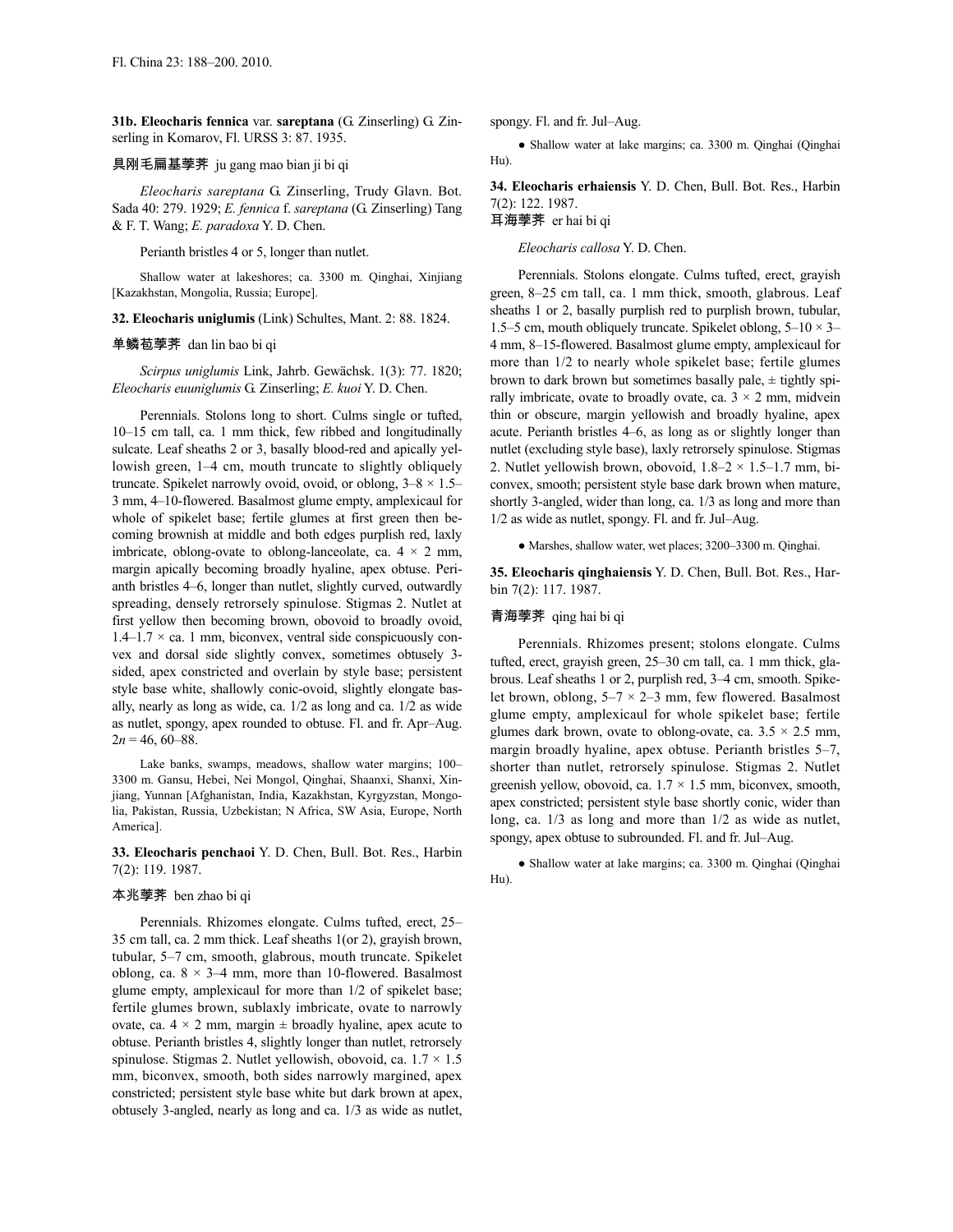**31b. Eleocharis fennica** var. **sareptana** (G. Zinserling) G. Zinserling in Komarov, Fl. URSS 3: 87. 1935.

具刚毛扁基荸荠 ju gang mao bian ji bi qi

*Eleocharis sareptana* G. Zinserling, Trudy Glavn. Bot. Sada 40: 279. 1929; *E. fennica* f. *sareptana* (G. Zinserling) Tang & F. T. Wang; *E. paradoxa* Y. D. Chen.

Perianth bristles 4 or 5, longer than nutlet.

Shallow water at lakeshores; ca. 3300 m. Qinghai, Xinjiang [Kazakhstan, Mongolia, Russia; Europe].

**32. Eleocharis uniglumis** (Link) Schultes, Mant. 2: 88. 1824.

单鳞苞荸荠 dan lin bao bi qi

*Scirpus uniglumis* Link, Jahrb. Gewächsk. 1(3): 77. 1820; *Eleocharis euuniglumis* G. Zinserling; *E. kuoi* Y. D. Chen.

Perennials. Stolons long to short. Culms single or tufted, 10–15 cm tall, ca. 1 mm thick, few ribbed and longitudinally sulcate. Leaf sheaths 2 or 3, basally blood-red and apically yellowish green, 1–4 cm, mouth truncate to slightly obliquely truncate. Spikelet narrowly ovoid, ovoid, or oblong, 3–8 × 1.5–3 mm, 4–10-flowered. Basalmost glume empty, amplexicaul for whole of spikelet base; fertile glumes at first green then becoming brownish at middle and both edges purplish red, laxly imbricate, oblong-ovate to oblong-lanceolate, ca. 4 × 2 mm, margin apically becoming broadly hyaline, apex obtuse. Perianth bristles 4–6, longer than nutlet, slightly curved, outwardly spreading, densely retrorsely spinulose. Stigmas 2. Nutlet at first yellow then becoming brown, obovoid to broadly ovoid, 1.4–1.7 × ca. 1 mm, biconvex, ventral side conspicuously convex and dorsal side slightly convex, sometimes obtusely 3-sided, apex constricted and overlain by style base; persistent style base white, shallowly conic-ovoid, slightly elongate basally, nearly as long as wide, ca. 1/2 as long and ca. 1/2 as wide as nutlet, spongy, apex rounded to obtuse. Fl. and fr. Apr–Aug. $2n = 46, 60–88$.

Lake banks, swamps, meadows, shallow water margins; 100–3300 m. Gansu, Hebei, Nei Mongol, Qinghai, Shaanxi, Shanxi, Xinjiang, Yunnan [Afghanistan, India, Kazakhstan, Kyrgyzstan, Mongolia, Pakistan, Russia, Uzbekistan; N Africa, SW Asia, Europe, North America].

**33. Eleocharis penchaoi** Y. D. Chen, Bull. Bot. Res., Harbin 7(2): 119. 1987.

本兆荸荠 ben zhao bi qi

Perennials. Rhizomes elongate. Culms tufted, erect, 25–35 cm tall, ca. 2 mm thick. Leaf sheaths 1(or 2), grayish brown, tubular, 5–7 cm, smooth, glabrous, mouth truncate. Spikelet oblong, ca. 8 × 3–4 mm, more than 10-flowered. Basalmost glume empty, amplexicaul for more than 1/2 of spikelet base; fertile glumes brown, sublaxly imbricate, ovate to narrowly ovate, ca. 4 × 2 mm, margin ± broadly hyaline, apex acute to obtuse. Perianth bristles 4, slightly longer than nutlet, retrorsely spinulose. Stigmas 2. Nutlet yellowish, obovoid, ca. 1.7 × 1.5 mm, biconvex, smooth, both sides narrowly margined, apex constricted; persistent style base white but dark brown at apex, obtusely 3-angled, nearly as long and ca. 1/3 as wide as nutlet, spongy. Fl. and fr. Jul–Aug.

● Shallow water at lake margins; ca. 3300 m. Qinghai (Qinghai Hu).

**34. Eleocharis erhaiensis** Y. D. Chen, Bull. Bot. Res., Harbin 7(2): 122. 1987.

耳海荸荠 er hai bi qi

*Eleocharis callosa* Y. D. Chen.

Perennials. Stolons elongate. Culms tufted, erect, grayish green, 8–25 cm tall, ca. 1 mm thick, smooth, glabrous. Leaf sheaths 1 or 2, basally purplish red to purplish brown, tubular, 1.5–5 cm, mouth obliquely truncate. Spikelet oblong, 5–10 × 3–4 mm, 8–15-flowered. Basalmost glume empty, amplexicaul for more than 1/2 to nearly whole spikelet base; fertile glumes brown to dark brown but sometimes basally pale, ± tightly spirally imbricate, ovate to broadly ovate, ca. 3 × 2 mm, midvein thin or obscure, margin yellowish and broadly hyaline, apex acute. Perianth bristles 4–6, as long as or slightly longer than nutlet (excluding style base), laxly retrorsely spinulose. Stigmas 2. Nutlet yellowish brown, obovoid, 1.8–2 × 1.5–1.7 mm, biconvex, smooth; persistent style base dark brown when mature, shortly 3-angled, wider than long, ca. 1/3 as long and more than 1/2 as wide as nutlet, spongy. Fl. and fr. Jul–Aug.

● Marshes, shallow water, wet places; 3200–3300 m. Qinghai.

**35. Eleocharis qinghaiensis** Y. D. Chen, Bull. Bot. Res., Harbin 7(2): 117. 1987.

青海荸荠 qing hai bi qi

Perennials. Rhizomes present; stolons elongate. Culms tufted, erect, grayish green, 25–30 cm tall, ca. 1 mm thick, glabrous. Leaf sheaths 1 or 2, purplish red, 3–4 cm, smooth. Spikelet brown, oblong, 5–7 × 2–3 mm, few flowered. Basalmost glume empty, amplexicaul for whole spikelet base; fertile glumes dark brown, ovate to oblong-ovate, ca. 3.5 × 2.5 mm, margin broadly hyaline, apex obtuse. Perianth bristles 5–7, shorter than nutlet, retrorsely spinulose. Stigmas 2. Nutlet greenish yellow, obovoid, ca. 1.7 × 1.5 mm, biconvex, smooth, apex constricted; persistent style base shortly conic, wider than long, ca. 1/3 as long and more than 1/2 as wide as nutlet, spongy, apex obtuse to subrounded. Fl. and fr. Jul–Aug.

● Shallow water at lake margins; ca. 3300 m. Qinghai (Qinghai Hu).